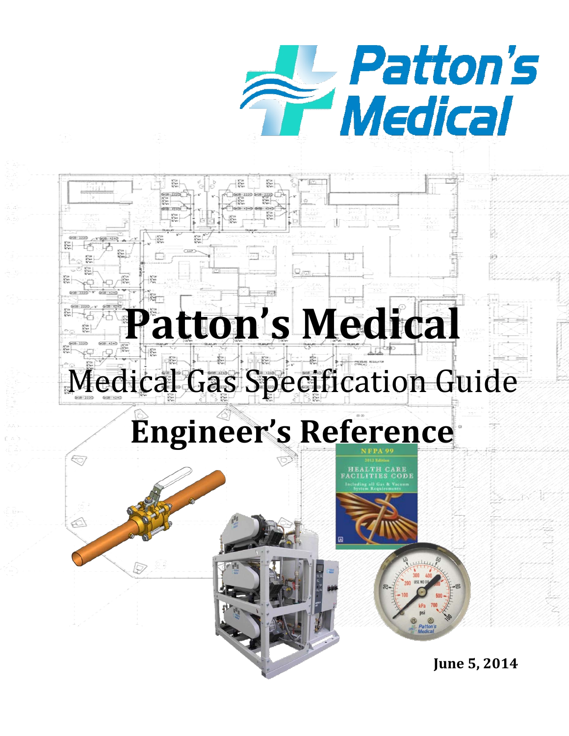# Patton's Medical

## Medical Gas Specification Guide

## Engineer's Reference

**June 5, 2014**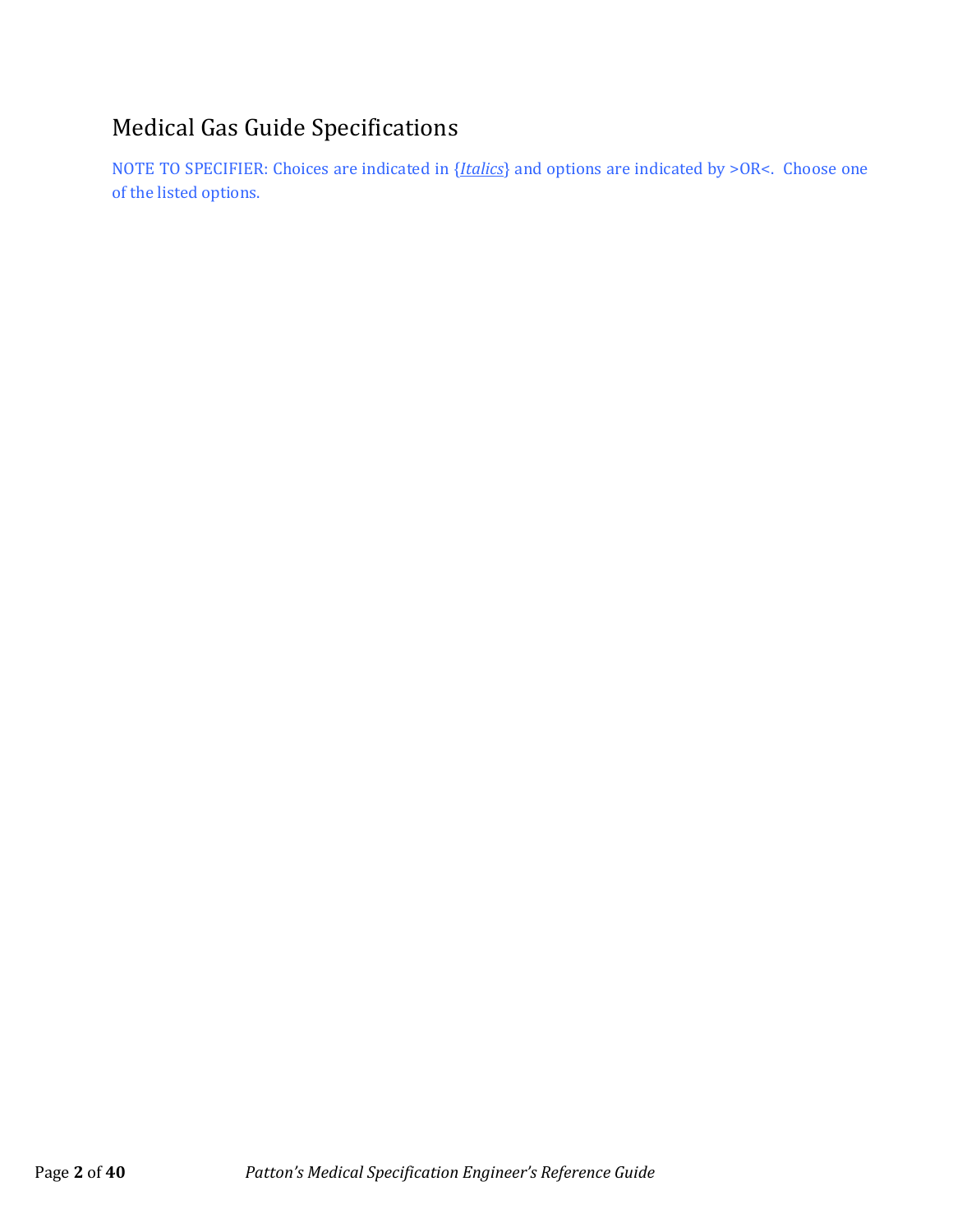# Medical Gas Guide Specifications

NOTE TO SPECIFIER: Choices are indicated in {*Italics*} and options are indicated by >OR<. Choose one of the listed options.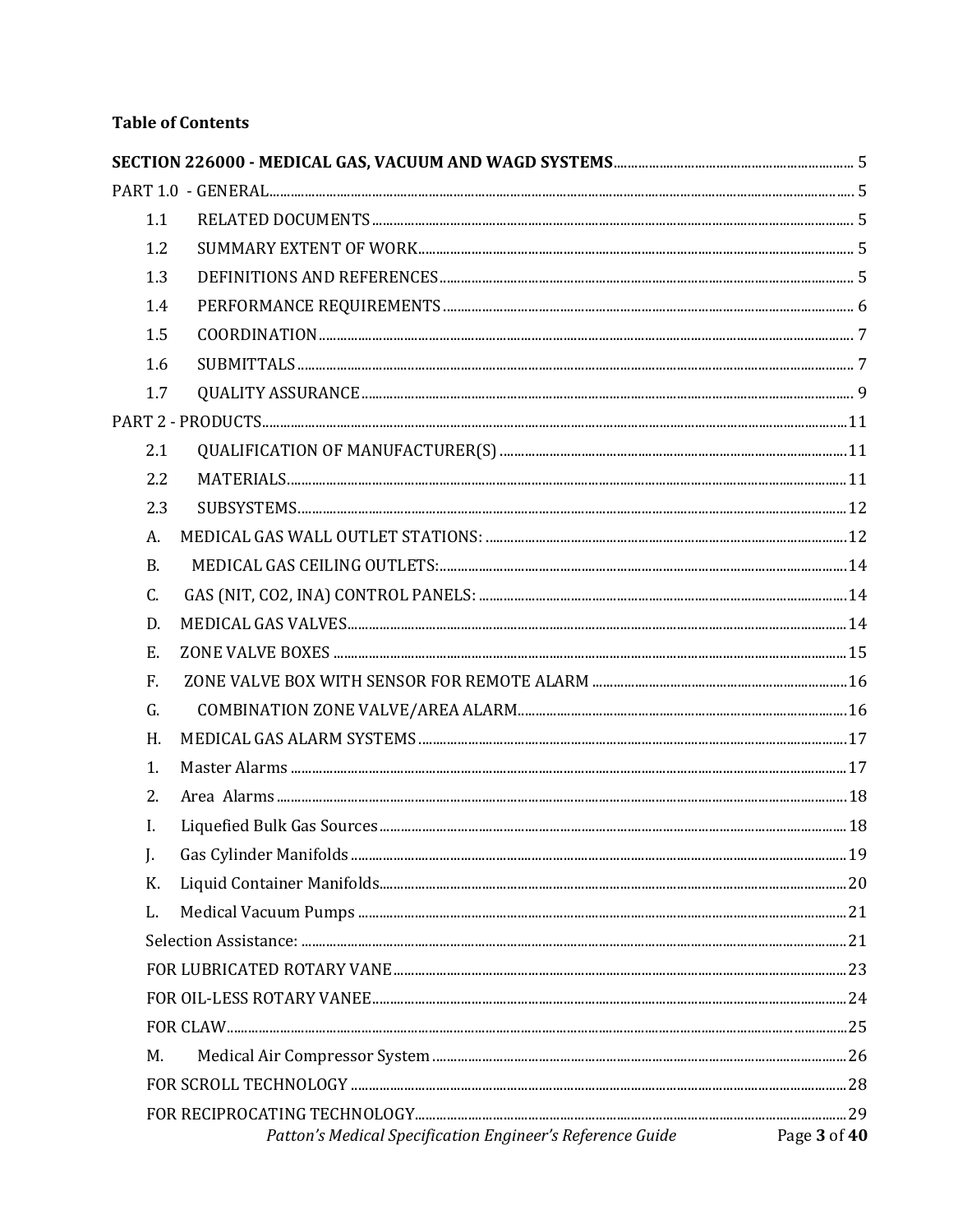**Table of Contents**

**SECTION 226000 - MEDICAL GAS, VACUUM AND WAGD SYSTEMS** ..... 5

PART 1.0 - GENERAL ..... 5

- 1.1 RELATED DOCUMENTS ..... 5
- 1.2 SUMMARY EXTENT OF WORK ..... 5
- 1.3 DEFINITIONS AND REFERENCES ..... 5
- 1.4 PERFORMANCE REQUIREMENTS ..... 6
- 1.5 COORDINATION ..... 7
- 1.6 SUBMITTALS ..... 7
- 1.7 QUALITY ASSURANCE ..... 9

PART 2 - PRODUCTS ..... 11

- 2.1 QUALIFICATION OF MANUFACTURER(S) ..... 11
- 2.2 MATERIALS ..... 11
- 2.3 SUBSYSTEMS ..... 12
- A. MEDICAL GAS WALL OUTLET STATIONS: ..... 12
- B. MEDICAL GAS CEILING OUTLETS: ..... 14
- C. GAS (NIT, CO2, INA) CONTROL PANELS: ..... 14
- D. MEDICAL GAS VALVES ..... 14
- E. ZONE VALVE BOXES ..... 15
- F. ZONE VALVE BOX WITH SENSOR FOR REMOTE ALARM ..... 16
- G. COMBINATION ZONE VALVE/AREA ALARM ..... 16
- H. MEDICAL GAS ALARM SYSTEMS ..... 17
- 1. Master Alarms ..... 17
- 2. Area Alarms ..... 18
- I. Liquefied Bulk Gas Sources ..... 18
- J. Gas Cylinder Manifolds ..... 19
- K. Liquid Container Manifolds ..... 20
- L. Medical Vacuum Pumps ..... 21
- Selection Assistance: ..... 21
- FOR LUBRICATED ROTARY VANE ..... 23
- FOR OIL-LESS ROTARY VANEE ..... 24
- FOR CLAW ..... 25
- M. Medical Air Compressor System ..... 26
- FOR SCROLL TECHNOLOGY ..... 28
- FOR RECIPROCATING TECHNOLOGY ..... 29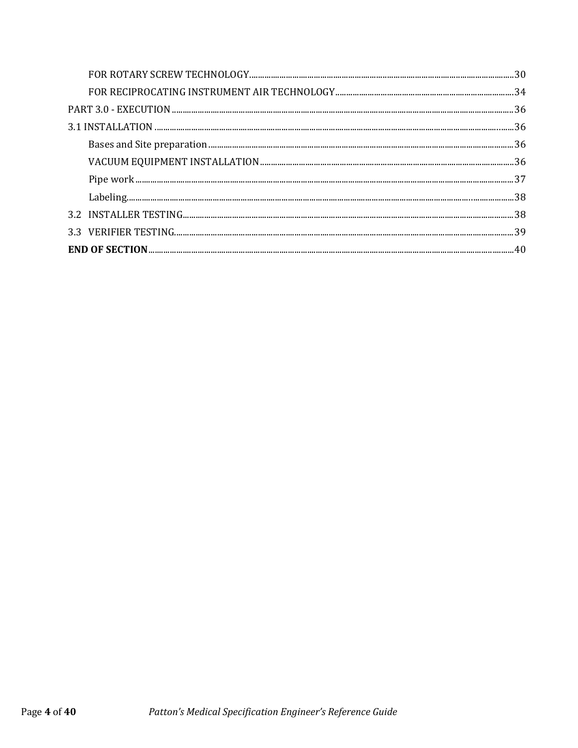FOR ROTARY SCREW TECHNOLOGY........................................................................................................30

FOR RECIPROCATING INSTRUMENT AIR TECHNOLOGY..........................................................................34

PART 3.0 - EXECUTION ........................................................................................................................36

3.1 INSTALLATION ..............................................................................................................................36

Bases and Site preparation ....................................................................................................................36

VACUUM EQUIPMENT INSTALLATION ....................................................................................................36

Pipe work .............................................................................................................................................37

Labeling.................................................................................................................................................38

3.2 INSTALLER TESTING.......................................................................................................................38

3.3 VERIFIER TESTING..........................................................................................................................39

**END OF SECTION**..............................................................................................................................40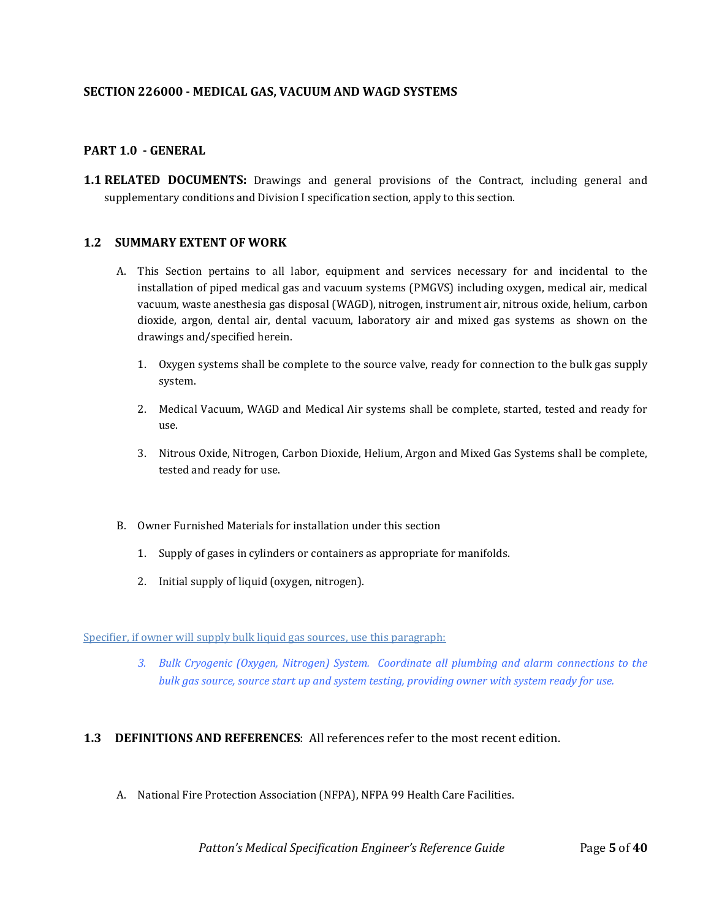## SECTION 226000 - MEDICAL GAS, VACUUM AND WAGD SYSTEMS

### PART 1.0 - GENERAL

**1.1 RELATED DOCUMENTS:** Drawings and general provisions of the Contract, including general and supplementary conditions and Division I specification section, apply to this section.

### 1.2 SUMMARY EXTENT OF WORK

A. This Section pertains to all labor, equipment and services necessary for and incidental to the installation of piped medical gas and vacuum systems (PMGVS) including oxygen, medical air, medical vacuum, waste anesthesia gas disposal (WAGD), nitrogen, instrument air, nitrous oxide, helium, carbon dioxide, argon, dental air, dental vacuum, laboratory air and mixed gas systems as shown on the drawings and/specified herein.

1. Oxygen systems shall be complete to the source valve, ready for connection to the bulk gas supply system.

2. Medical Vacuum, WAGD and Medical Air systems shall be complete, started, tested and ready for use.

3. Nitrous Oxide, Nitrogen, Carbon Dioxide, Helium, Argon and Mixed Gas Systems shall be complete, tested and ready for use.

B. Owner Furnished Materials for installation under this section

1. Supply of gases in cylinders or containers as appropriate for manifolds.

2. Initial supply of liquid (oxygen, nitrogen).

Specifier, if owner will supply bulk liquid gas sources, use this paragraph:

*3. Bulk Cryogenic (Oxygen, Nitrogen) System. Coordinate all plumbing and alarm connections to the bulk gas source, source start up and system testing, providing owner with system ready for use.*

### 1.3 DEFINITIONS AND REFERENCES: All references refer to the most recent edition.

A. National Fire Protection Association (NFPA), NFPA 99 Health Care Facilities.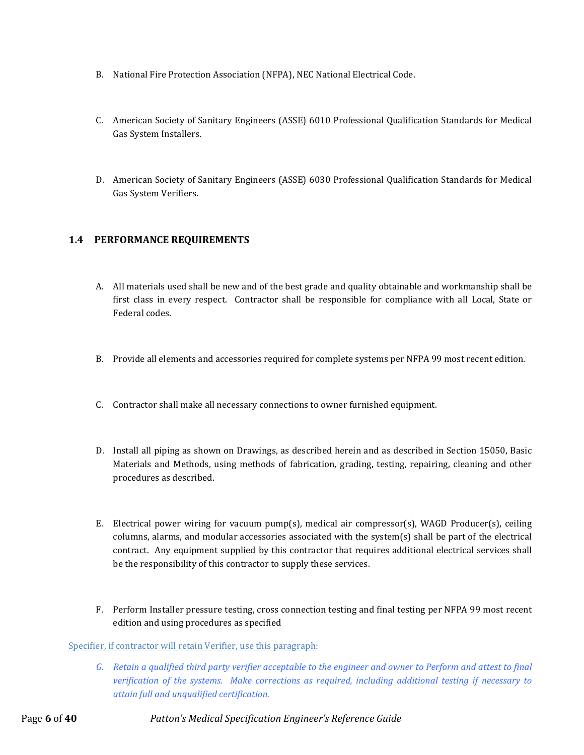B. National Fire Protection Association (NFPA), NEC National Electrical Code.

C. American Society of Sanitary Engineers (ASSE) 6010 Professional Qualification Standards for Medical Gas System Installers.

D. American Society of Sanitary Engineers (ASSE) 6030 Professional Qualification Standards for Medical Gas System Verifiers.

### 1.4 PERFORMANCE REQUIREMENTS

A. All materials used shall be new and of the best grade and quality obtainable and workmanship shall be first class in every respect. Contractor shall be responsible for compliance with all Local, State or Federal codes.

B. Provide all elements and accessories required for complete systems per NFPA 99 most recent edition.

C. Contractor shall make all necessary connections to owner furnished equipment.

D. Install all piping as shown on Drawings, as described herein and as described in Section 15050, Basic Materials and Methods, using methods of fabrication, grading, testing, repairing, cleaning and other procedures as described.

E. Electrical power wiring for vacuum pump(s), medical air compressor(s), WAGD Producer(s), ceiling columns, alarms, and modular accessories associated with the system(s) shall be part of the electrical contract. Any equipment supplied by this contractor that requires additional electrical services shall be the responsibility of this contractor to supply these services.

F. Perform Installer pressure testing, cross connection testing and final testing per NFPA 99 most recent edition and using procedures as specified

Specifier, if contractor will retain Verifier, use this paragraph:

*G. Retain a qualified third party verifier acceptable to the engineer and owner to Perform and attest to final verification of the systems. Make corrections as required, including additional testing if necessary to attain full and unqualified certification.*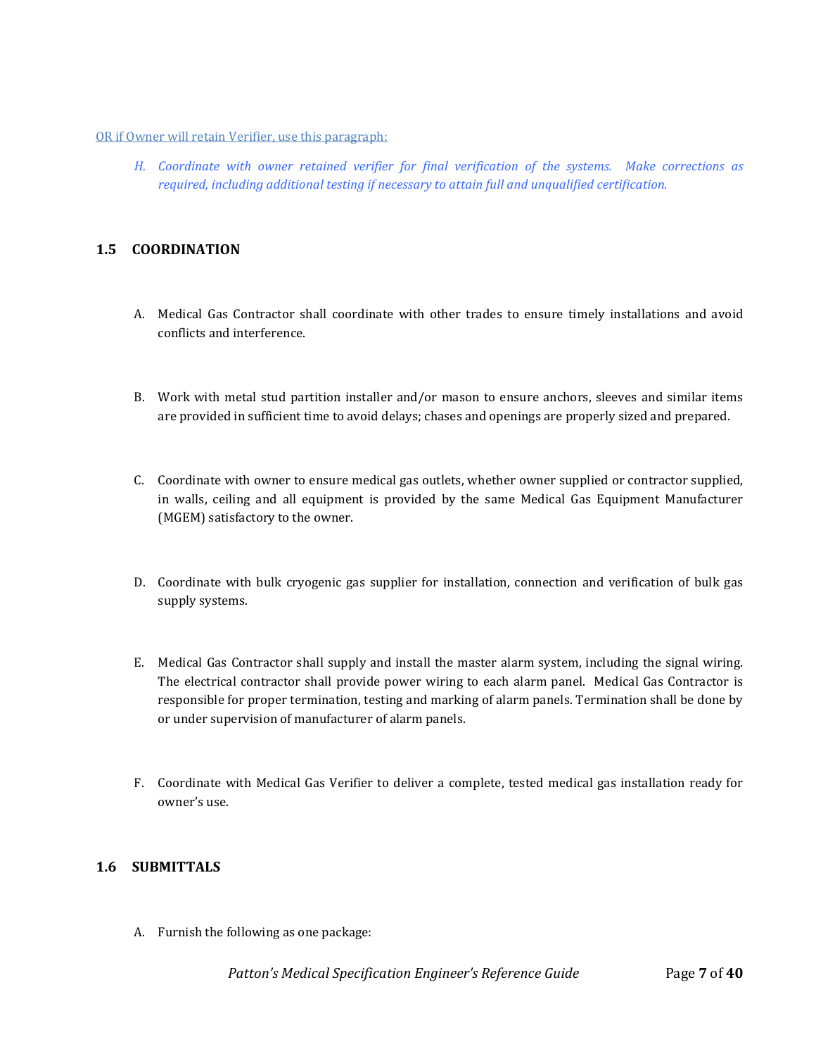OR if Owner will retain Verifier, use this paragraph:

*H. Coordinate with owner retained verifier for final verification of the systems. Make corrections as required, including additional testing if necessary to attain full and unqualified certification.*

## 1.5 COORDINATION

A. Medical Gas Contractor shall coordinate with other trades to ensure timely installations and avoid conflicts and interference.

B. Work with metal stud partition installer and/or mason to ensure anchors, sleeves and similar items are provided in sufficient time to avoid delays; chases and openings are properly sized and prepared.

C. Coordinate with owner to ensure medical gas outlets, whether owner supplied or contractor supplied, in walls, ceiling and all equipment is provided by the same Medical Gas Equipment Manufacturer (MGEM) satisfactory to the owner.

D. Coordinate with bulk cryogenic gas supplier for installation, connection and verification of bulk gas supply systems.

E. Medical Gas Contractor shall supply and install the master alarm system, including the signal wiring. The electrical contractor shall provide power wiring to each alarm panel. Medical Gas Contractor is responsible for proper termination, testing and marking of alarm panels. Termination shall be done by or under supervision of manufacturer of alarm panels.

F. Coordinate with Medical Gas Verifier to deliver a complete, tested medical gas installation ready for owner's use.

## 1.6 SUBMITTALS

A. Furnish the following as one package: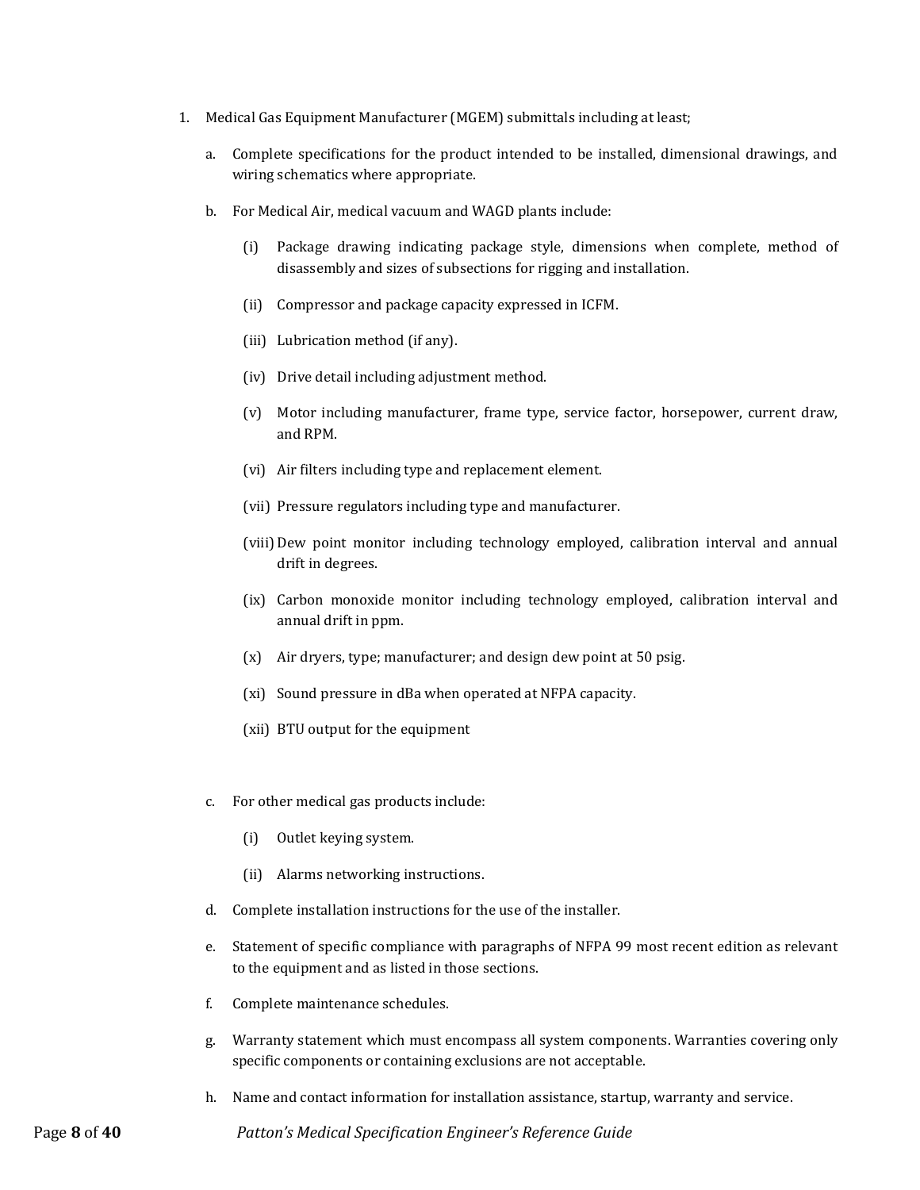1. Medical Gas Equipment Manufacturer (MGEM) submittals including at least;

   a. Complete specifications for the product intended to be installed, dimensional drawings, and wiring schematics where appropriate.

   b. For Medical Air, medical vacuum and WAGD plants include:

      (i) Package drawing indicating package style, dimensions when complete, method of disassembly and sizes of subsections for rigging and installation.

      (ii) Compressor and package capacity expressed in ICFM.

      (iii) Lubrication method (if any).

      (iv) Drive detail including adjustment method.

      (v) Motor including manufacturer, frame type, service factor, horsepower, current draw, and RPM.

      (vi) Air filters including type and replacement element.

      (vii) Pressure regulators including type and manufacturer.

      (viii) Dew point monitor including technology employed, calibration interval and annual drift in degrees.

      (ix) Carbon monoxide monitor including technology employed, calibration interval and annual drift in ppm.

      (x) Air dryers, type; manufacturer; and design dew point at 50 psig.

      (xi) Sound pressure in dBa when operated at NFPA capacity.

      (xii) BTU output for the equipment

   c. For other medical gas products include:

      (i) Outlet keying system.

      (ii) Alarms networking instructions.

   d. Complete installation instructions for the use of the installer.

   e. Statement of specific compliance with paragraphs of NFPA 99 most recent edition as relevant to the equipment and as listed in those sections.

   f. Complete maintenance schedules.

   g. Warranty statement which must encompass all system components. Warranties covering only specific components or containing exclusions are not acceptable.

   h. Name and contact information for installation assistance, startup, warranty and service.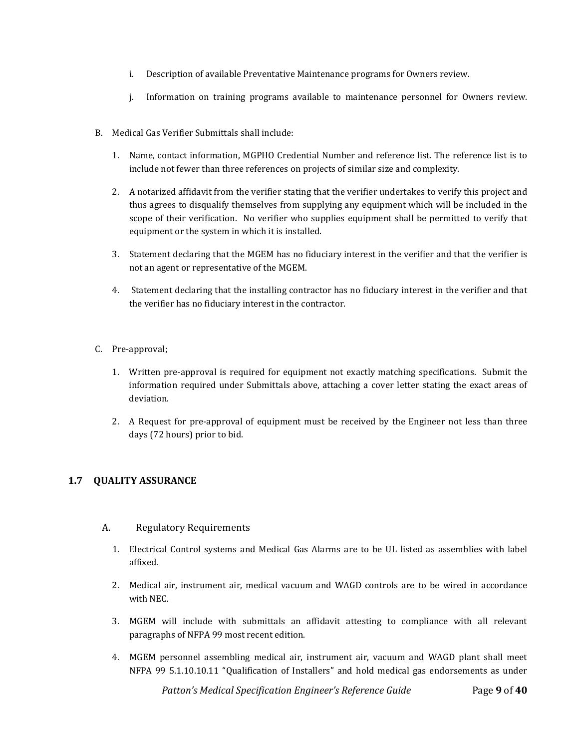i. Description of available Preventative Maintenance programs for Owners review.

j. Information on training programs available to maintenance personnel for Owners review.

B. Medical Gas Verifier Submittals shall include:

1. Name, contact information, MGPHO Credential Number and reference list. The reference list is to include not fewer than three references on projects of similar size and complexity.

2. A notarized affidavit from the verifier stating that the verifier undertakes to verify this project and thus agrees to disqualify themselves from supplying any equipment which will be included in the scope of their verification. No verifier who supplies equipment shall be permitted to verify that equipment or the system in which it is installed.

3. Statement declaring that the MGEM has no fiduciary interest in the verifier and that the verifier is not an agent or representative of the MGEM.

4. Statement declaring that the installing contractor has no fiduciary interest in the verifier and that the verifier has no fiduciary interest in the contractor.

C. Pre-approval;

1. Written pre-approval is required for equipment not exactly matching specifications. Submit the information required under Submittals above, attaching a cover letter stating the exact areas of deviation.

2. A Request for pre-approval of equipment must be received by the Engineer not less than three days (72 hours) prior to bid.

## 1.7 QUALITY ASSURANCE

A. Regulatory Requirements

1. Electrical Control systems and Medical Gas Alarms are to be UL listed as assemblies with label affixed.

2. Medical air, instrument air, medical vacuum and WAGD controls are to be wired in accordance with NEC.

3. MGEM will include with submittals an affidavit attesting to compliance with all relevant paragraphs of NFPA 99 most recent edition.

4. MGEM personnel assembling medical air, instrument air, vacuum and WAGD plant shall meet NFPA 99 5.1.10.10.11 "Qualification of Installers" and hold medical gas endorsements as under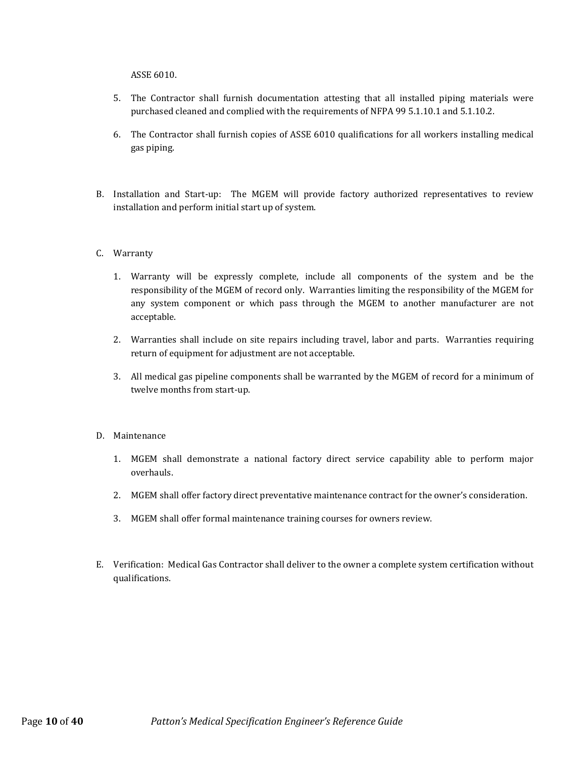ASSE 6010.

5. The Contractor shall furnish documentation attesting that all installed piping materials were purchased cleaned and complied with the requirements of NFPA 99 5.1.10.1 and 5.1.10.2.

6. The Contractor shall furnish copies of ASSE 6010 qualifications for all workers installing medical gas piping.

B. Installation and Start-up: The MGEM will provide factory authorized representatives to review installation and perform initial start up of system.

C. Warranty

1. Warranty will be expressly complete, include all components of the system and be the responsibility of the MGEM of record only. Warranties limiting the responsibility of the MGEM for any system component or which pass through the MGEM to another manufacturer are not acceptable.

2. Warranties shall include on site repairs including travel, labor and parts. Warranties requiring return of equipment for adjustment are not acceptable.

3. All medical gas pipeline components shall be warranted by the MGEM of record for a minimum of twelve months from start-up.

D. Maintenance

1. MGEM shall demonstrate a national factory direct service capability able to perform major overhauls.

2. MGEM shall offer factory direct preventative maintenance contract for the owner's consideration.

3. MGEM shall offer formal maintenance training courses for owners review.

E. Verification: Medical Gas Contractor shall deliver to the owner a complete system certification without qualifications.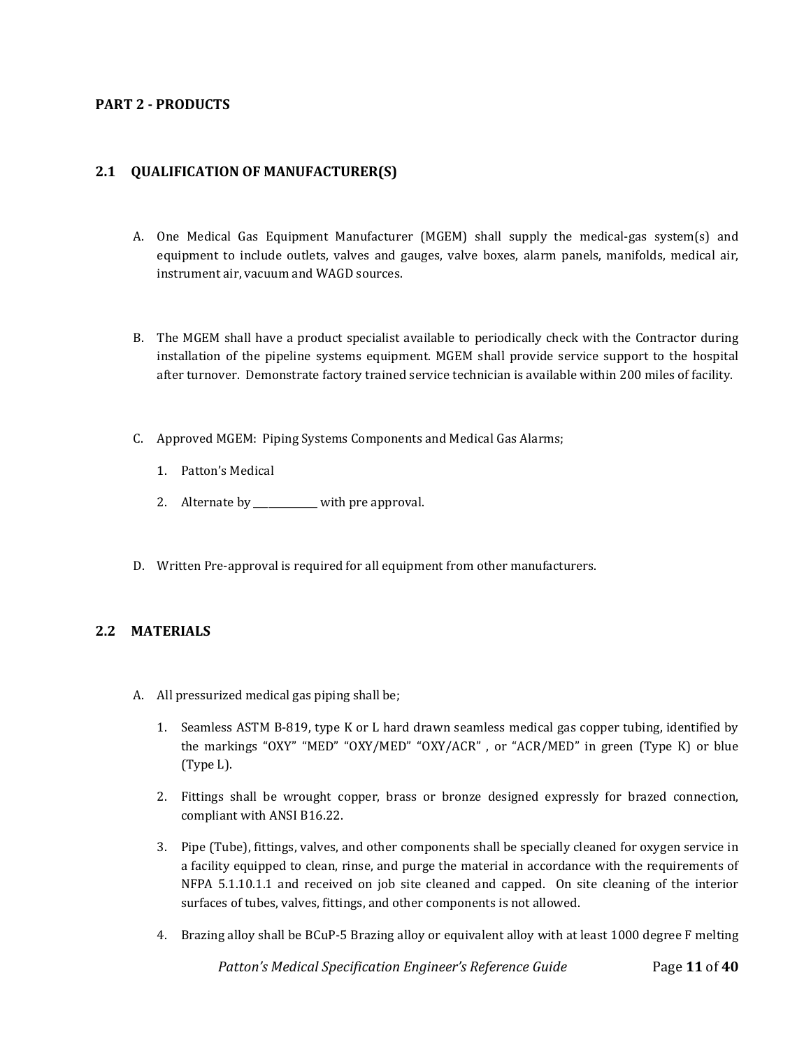## PART 2 - PRODUCTS

### 2.1 QUALIFICATION OF MANUFACTURER(S)

A. One Medical Gas Equipment Manufacturer (MGEM) shall supply the medical-gas system(s) and equipment to include outlets, valves and gauges, valve boxes, alarm panels, manifolds, medical air, instrument air, vacuum and WAGD sources.

B. The MGEM shall have a product specialist available to periodically check with the Contractor during installation of the pipeline systems equipment. MGEM shall provide service support to the hospital after turnover. Demonstrate factory trained service technician is available within 200 miles of facility.

C. Approved MGEM: Piping Systems Components and Medical Gas Alarms;

   1. Patton's Medical
   2. Alternate by ____________ with pre approval.

D. Written Pre-approval is required for all equipment from other manufacturers.

### 2.2 MATERIALS

A. All pressurized medical gas piping shall be;

   1. Seamless ASTM B-819, type K or L hard drawn seamless medical gas copper tubing, identified by the markings "OXY" "MED" "OXY/MED" "OXY/ACR" , or "ACR/MED" in green (Type K) or blue (Type L).
   2. Fittings shall be wrought copper, brass or bronze designed expressly for brazed connection, compliant with ANSI B16.22.
   3. Pipe (Tube), fittings, valves, and other components shall be specially cleaned for oxygen service in a facility equipped to clean, rinse, and purge the material in accordance with the requirements of NFPA 5.1.10.1.1 and received on job site cleaned and capped. On site cleaning of the interior surfaces of tubes, valves, fittings, and other components is not allowed.
   4. Brazing alloy shall be BCuP-5 Brazing alloy or equivalent alloy with at least 1000 degree F melting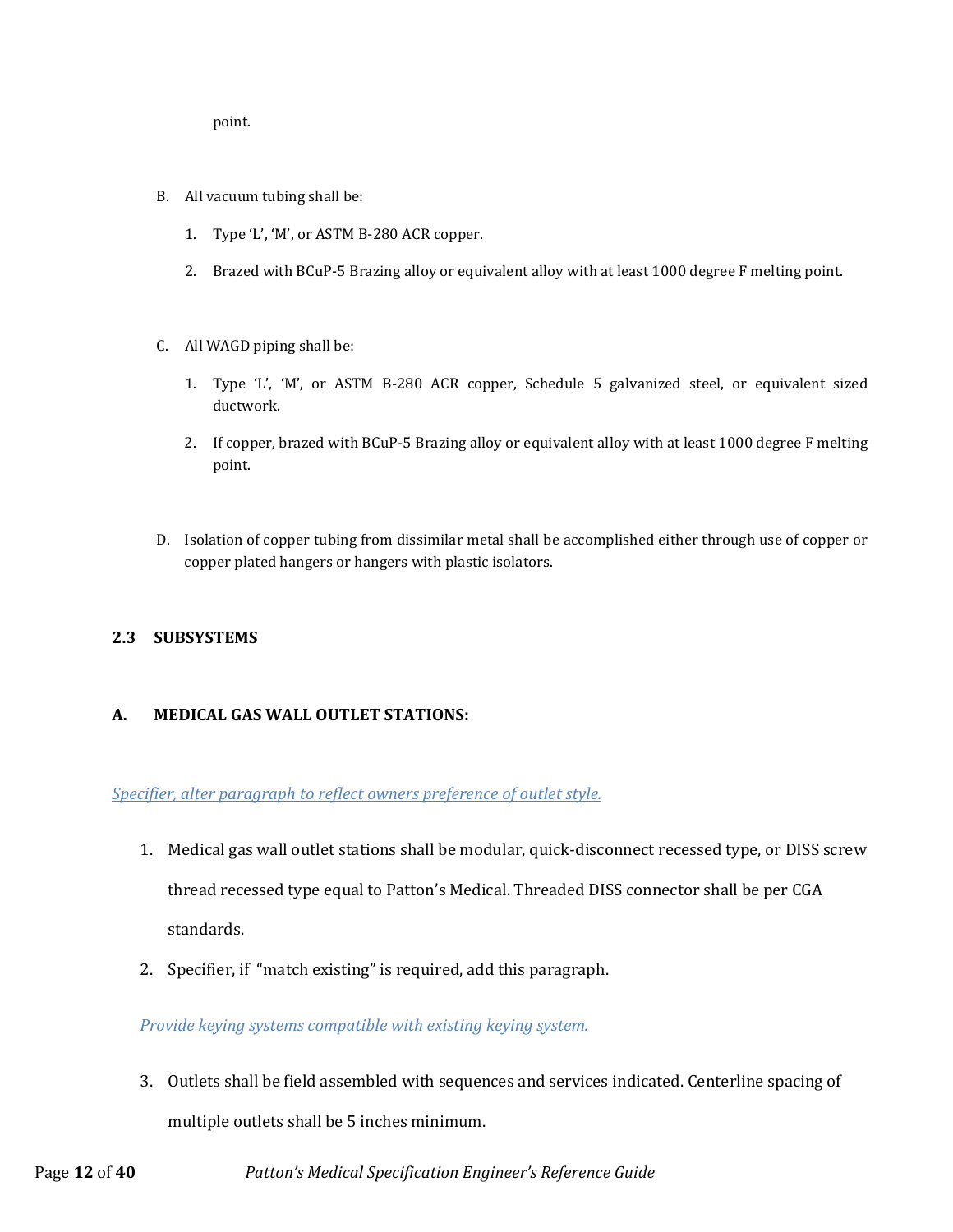point.

B. All vacuum tubing shall be:

1. Type 'L', 'M', or ASTM B-280 ACR copper.
2. Brazed with BCuP-5 Brazing alloy or equivalent alloy with at least 1000 degree F melting point.

C. All WAGD piping shall be:

1. Type 'L', 'M', or ASTM B-280 ACR copper, Schedule 5 galvanized steel, or equivalent sized ductwork.
2. If copper, brazed with BCuP-5 Brazing alloy or equivalent alloy with at least 1000 degree F melting point.

D. Isolation of copper tubing from dissimilar metal shall be accomplished either through use of copper or copper plated hangers or hangers with plastic isolators.

## 2.3 SUBSYSTEMS

### A. MEDICAL GAS WALL OUTLET STATIONS:

*Specifier, alter paragraph to reflect owners preference of outlet style.*

1. Medical gas wall outlet stations shall be modular, quick-disconnect recessed type, or DISS screw thread recessed type equal to Patton's Medical. Threaded DISS connector shall be per CGA standards.
2. Specifier, if "match existing" is required, add this paragraph.

*Provide keying systems compatible with existing keying system.*

3. Outlets shall be field assembled with sequences and services indicated. Centerline spacing of multiple outlets shall be 5 inches minimum.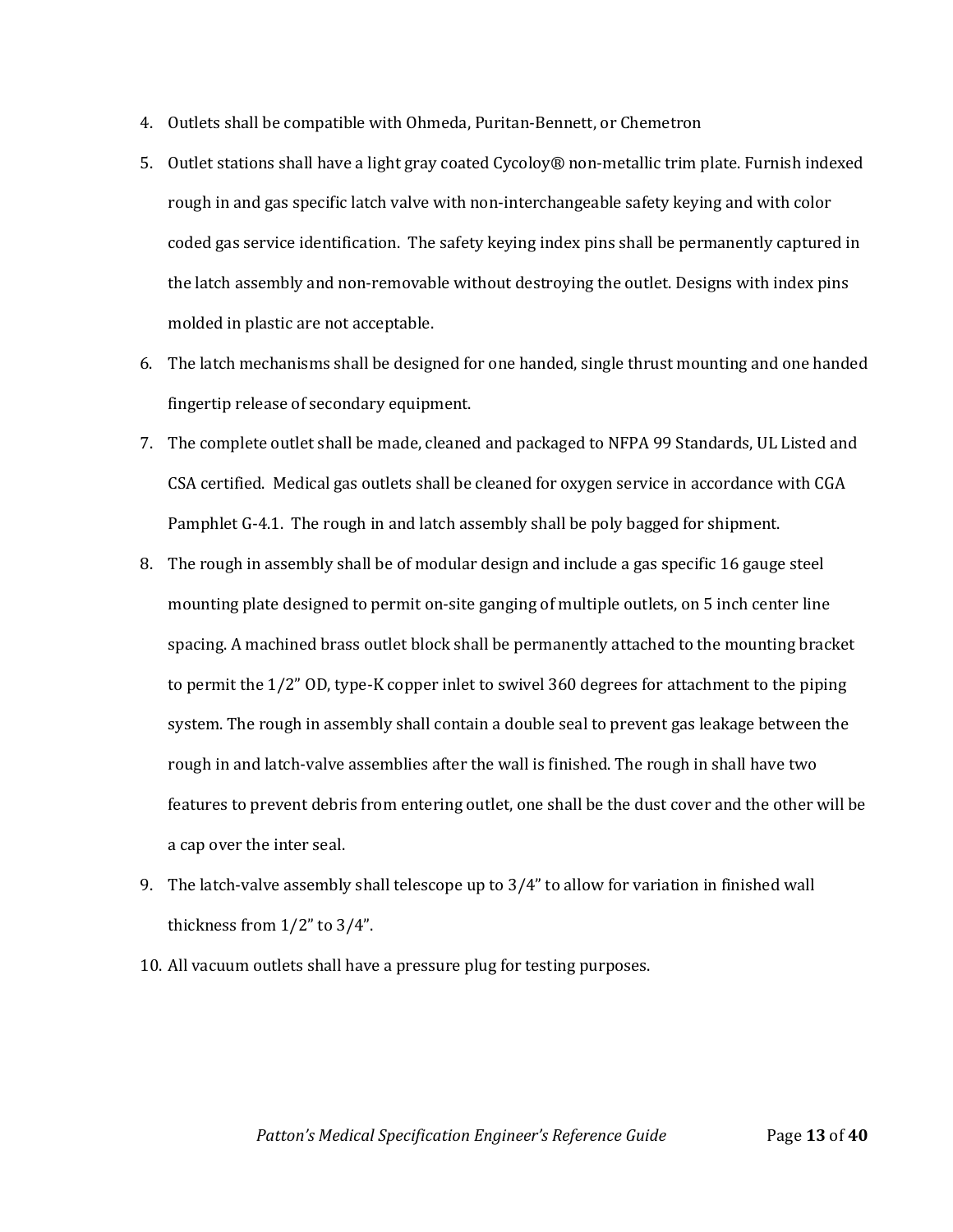4. Outlets shall be compatible with Ohmeda, Puritan-Bennett, or Chemetron
5. Outlet stations shall have a light gray coated Cycoloy® non-metallic trim plate. Furnish indexed rough in and gas specific latch valve with non-interchangeable safety keying and with color coded gas service identification. The safety keying index pins shall be permanently captured in the latch assembly and non-removable without destroying the outlet. Designs with index pins molded in plastic are not acceptable.
6. The latch mechanisms shall be designed for one handed, single thrust mounting and one handed fingertip release of secondary equipment.
7. The complete outlet shall be made, cleaned and packaged to NFPA 99 Standards, UL Listed and CSA certified. Medical gas outlets shall be cleaned for oxygen service in accordance with CGA Pamphlet G-4.1. The rough in and latch assembly shall be poly bagged for shipment.
8. The rough in assembly shall be of modular design and include a gas specific 16 gauge steel mounting plate designed to permit on-site ganging of multiple outlets, on 5 inch center line spacing. A machined brass outlet block shall be permanently attached to the mounting bracket to permit the 1/2" OD, type-K copper inlet to swivel 360 degrees for attachment to the piping system. The rough in assembly shall contain a double seal to prevent gas leakage between the rough in and latch-valve assemblies after the wall is finished. The rough in shall have two features to prevent debris from entering outlet, one shall be the dust cover and the other will be a cap over the inter seal.
9. The latch-valve assembly shall telescope up to 3/4" to allow for variation in finished wall thickness from 1/2" to 3/4".
10. All vacuum outlets shall have a pressure plug for testing purposes.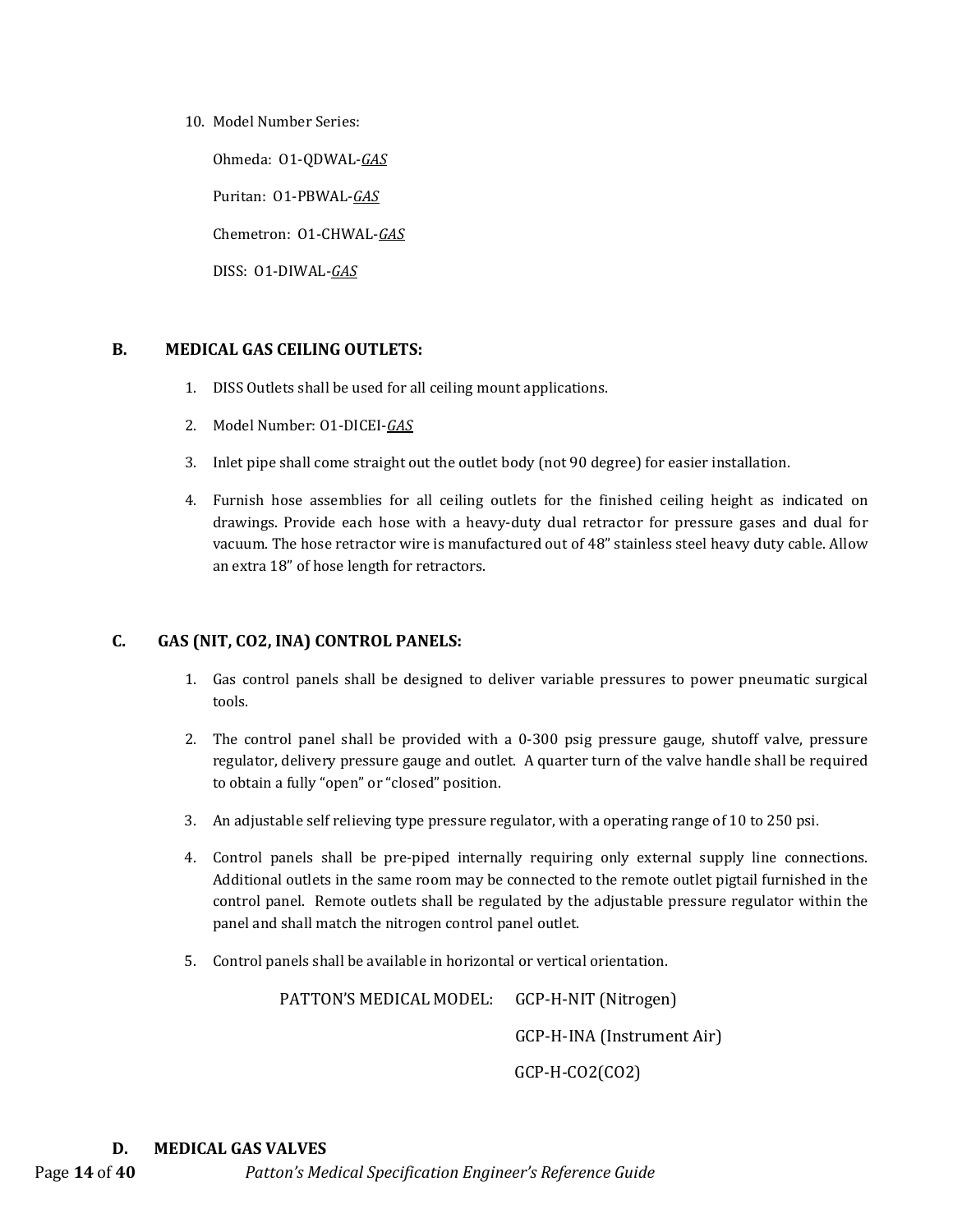10. Model Number Series:

    Ohmeda: O1-QDWAL-*GAS*

    Puritan: O1-PBWAL-*GAS*

    Chemetron: O1-CHWAL-*GAS*

    DISS: O1-DIWAL-*GAS*

## B. MEDICAL GAS CEILING OUTLETS:

1. DISS Outlets shall be used for all ceiling mount applications.
2. Model Number: O1-DICEI-*GAS*
3. Inlet pipe shall come straight out the outlet body (not 90 degree) for easier installation.
4. Furnish hose assemblies for all ceiling outlets for the finished ceiling height as indicated on drawings. Provide each hose with a heavy-duty dual retractor for pressure gases and dual for vacuum. The hose retractor wire is manufactured out of 48" stainless steel heavy duty cable. Allow an extra 18" of hose length for retractors.

## C. GAS (NIT, CO2, INA) CONTROL PANELS:

1. Gas control panels shall be designed to deliver variable pressures to power pneumatic surgical tools.
2. The control panel shall be provided with a 0-300 psig pressure gauge, shutoff valve, pressure regulator, delivery pressure gauge and outlet. A quarter turn of the valve handle shall be required to obtain a fully "open" or "closed" position.
3. An adjustable self relieving type pressure regulator, with a operating range of 10 to 250 psi.
4. Control panels shall be pre-piped internally requiring only external supply line connections. Additional outlets in the same room may be connected to the remote outlet pigtail furnished in the control panel. Remote outlets shall be regulated by the adjustable pressure regulator within the panel and shall match the nitrogen control panel outlet.
5. Control panels shall be available in horizontal or vertical orientation.

PATTON'S MEDICAL MODEL: GCP-H-NIT (Nitrogen)

GCP-H-INA (Instrument Air)

GCP-H-CO2(CO2)

## D. MEDICAL GAS VALVES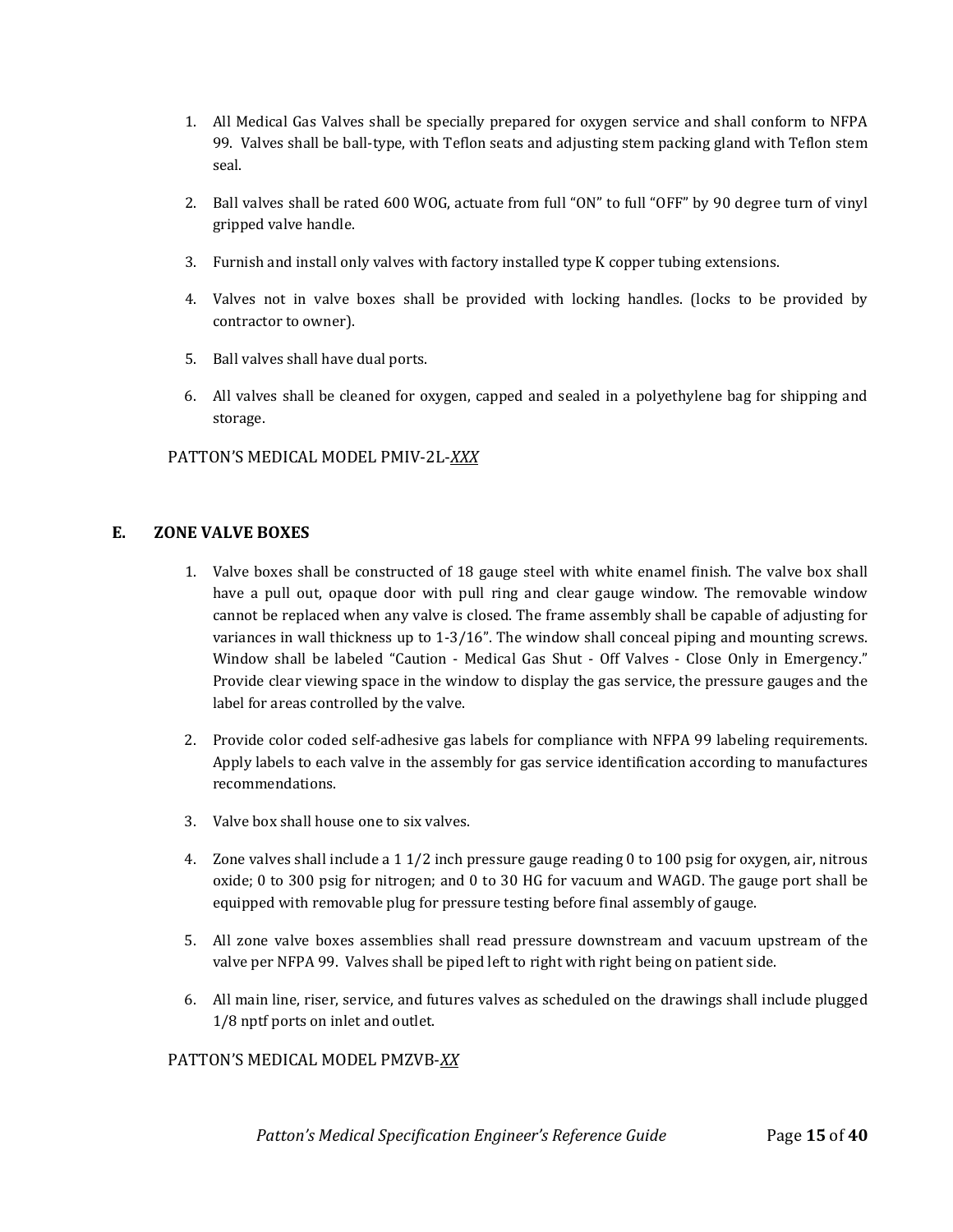1. All Medical Gas Valves shall be specially prepared for oxygen service and shall conform to NFPA 99. Valves shall be ball-type, with Teflon seats and adjusting stem packing gland with Teflon stem seal.

2. Ball valves shall be rated 600 WOG, actuate from full "ON" to full "OFF" by 90 degree turn of vinyl gripped valve handle.

3. Furnish and install only valves with factory installed type K copper tubing extensions.

4. Valves not in valve boxes shall be provided with locking handles. (locks to be provided by contractor to owner).

5. Ball valves shall have dual ports.

6. All valves shall be cleaned for oxygen, capped and sealed in a polyethylene bag for shipping and storage.

PATTON'S MEDICAL MODEL PMIV-2L-*XXX*

### E. ZONE VALVE BOXES

1. Valve boxes shall be constructed of 18 gauge steel with white enamel finish. The valve box shall have a pull out, opaque door with pull ring and clear gauge window. The removable window cannot be replaced when any valve is closed. The frame assembly shall be capable of adjusting for variances in wall thickness up to 1-3/16". The window shall conceal piping and mounting screws. Window shall be labeled "Caution - Medical Gas Shut - Off Valves - Close Only in Emergency." Provide clear viewing space in the window to display the gas service, the pressure gauges and the label for areas controlled by the valve.

2. Provide color coded self-adhesive gas labels for compliance with NFPA 99 labeling requirements. Apply labels to each valve in the assembly for gas service identification according to manufactures recommendations.

3. Valve box shall house one to six valves.

4. Zone valves shall include a 1 1/2 inch pressure gauge reading 0 to 100 psig for oxygen, air, nitrous oxide; 0 to 300 psig for nitrogen; and 0 to 30 HG for vacuum and WAGD. The gauge port shall be equipped with removable plug for pressure testing before final assembly of gauge.

5. All zone valve boxes assemblies shall read pressure downstream and vacuum upstream of the valve per NFPA 99. Valves shall be piped left to right with right being on patient side.

6. All main line, riser, service, and futures valves as scheduled on the drawings shall include plugged 1/8 nptf ports on inlet and outlet.

PATTON'S MEDICAL MODEL PMZVB-*XX*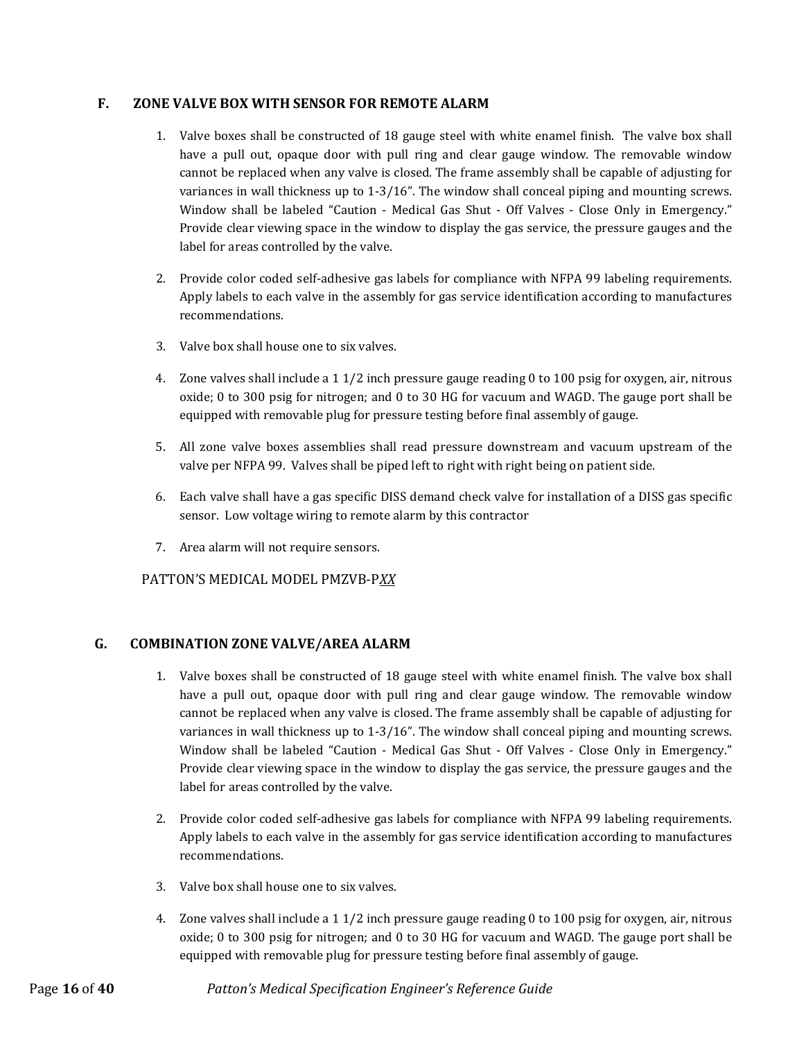### F. ZONE VALVE BOX WITH SENSOR FOR REMOTE ALARM

1. Valve boxes shall be constructed of 18 gauge steel with white enamel finish. The valve box shall have a pull out, opaque door with pull ring and clear gauge window. The removable window cannot be replaced when any valve is closed. The frame assembly shall be capable of adjusting for variances in wall thickness up to 1-3/16". The window shall conceal piping and mounting screws. Window shall be labeled "Caution - Medical Gas Shut - Off Valves - Close Only in Emergency." Provide clear viewing space in the window to display the gas service, the pressure gauges and the label for areas controlled by the valve.

2. Provide color coded self-adhesive gas labels for compliance with NFPA 99 labeling requirements. Apply labels to each valve in the assembly for gas service identification according to manufactures recommendations.

3. Valve box shall house one to six valves.

4. Zone valves shall include a 1 1/2 inch pressure gauge reading 0 to 100 psig for oxygen, air, nitrous oxide; 0 to 300 psig for nitrogen; and 0 to 30 HG for vacuum and WAGD. The gauge port shall be equipped with removable plug for pressure testing before final assembly of gauge.

5. All zone valve boxes assemblies shall read pressure downstream and vacuum upstream of the valve per NFPA 99. Valves shall be piped left to right with right being on patient side.

6. Each valve shall have a gas specific DISS demand check valve for installation of a DISS gas specific sensor. Low voltage wiring to remote alarm by this contractor

7. Area alarm will not require sensors.

PATTON'S MEDICAL MODEL PMZVB-P*XX*

### G. COMBINATION ZONE VALVE/AREA ALARM

1. Valve boxes shall be constructed of 18 gauge steel with white enamel finish. The valve box shall have a pull out, opaque door with pull ring and clear gauge window. The removable window cannot be replaced when any valve is closed. The frame assembly shall be capable of adjusting for variances in wall thickness up to 1-3/16". The window shall conceal piping and mounting screws. Window shall be labeled "Caution - Medical Gas Shut - Off Valves - Close Only in Emergency." Provide clear viewing space in the window to display the gas service, the pressure gauges and the label for areas controlled by the valve.

2. Provide color coded self-adhesive gas labels for compliance with NFPA 99 labeling requirements. Apply labels to each valve in the assembly for gas service identification according to manufactures recommendations.

3. Valve box shall house one to six valves.

4. Zone valves shall include a 1 1/2 inch pressure gauge reading 0 to 100 psig for oxygen, air, nitrous oxide; 0 to 300 psig for nitrogen; and 0 to 30 HG for vacuum and WAGD. The gauge port shall be equipped with removable plug for pressure testing before final assembly of gauge.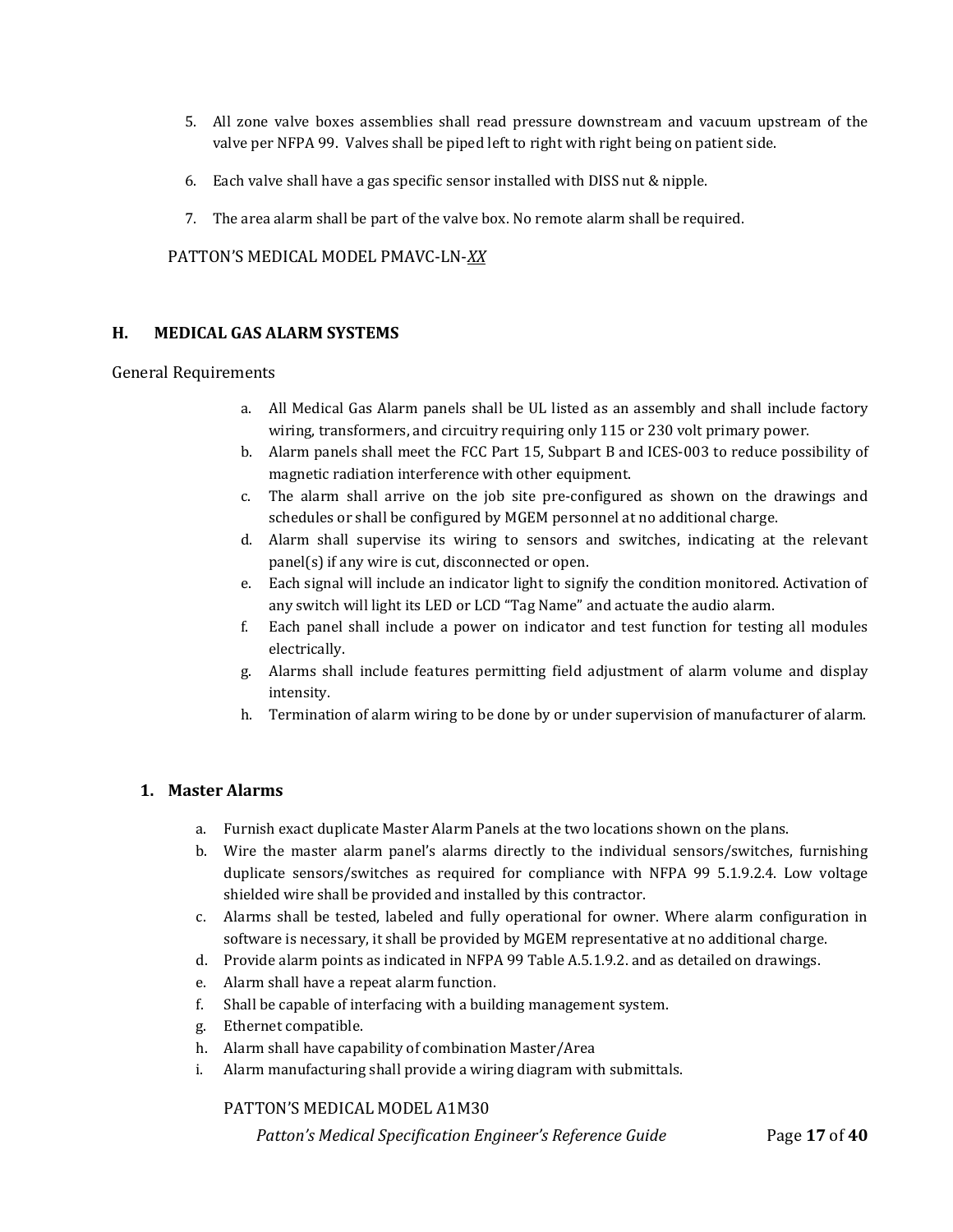5. All zone valve boxes assemblies shall read pressure downstream and vacuum upstream of the valve per NFPA 99. Valves shall be piped left to right with right being on patient side.

6. Each valve shall have a gas specific sensor installed with DISS nut & nipple.

7. The area alarm shall be part of the valve box. No remote alarm shall be required.

PATTON'S MEDICAL MODEL PMAVC-LN-*XX*

## H. MEDICAL GAS ALARM SYSTEMS

General Requirements

a. All Medical Gas Alarm panels shall be UL listed as an assembly and shall include factory wiring, transformers, and circuitry requiring only 115 or 230 volt primary power.
b. Alarm panels shall meet the FCC Part 15, Subpart B and ICES-003 to reduce possibility of magnetic radiation interference with other equipment.
c. The alarm shall arrive on the job site pre-configured as shown on the drawings and schedules or shall be configured by MGEM personnel at no additional charge.
d. Alarm shall supervise its wiring to sensors and switches, indicating at the relevant panel(s) if any wire is cut, disconnected or open.
e. Each signal will include an indicator light to signify the condition monitored. Activation of any switch will light its LED or LCD "Tag Name" and actuate the audio alarm.
f. Each panel shall include a power on indicator and test function for testing all modules electrically.
g. Alarms shall include features permitting field adjustment of alarm volume and display intensity.
h. Termination of alarm wiring to be done by or under supervision of manufacturer of alarm.

### 1. Master Alarms

a. Furnish exact duplicate Master Alarm Panels at the two locations shown on the plans.
b. Wire the master alarm panel's alarms directly to the individual sensors/switches, furnishing duplicate sensors/switches as required for compliance with NFPA 99 5.1.9.2.4. Low voltage shielded wire shall be provided and installed by this contractor.
c. Alarms shall be tested, labeled and fully operational for owner. Where alarm configuration in software is necessary, it shall be provided by MGEM representative at no additional charge.
d. Provide alarm points as indicated in NFPA 99 Table A.5.1.9.2. and as detailed on drawings.
e. Alarm shall have a repeat alarm function.
f. Shall be capable of interfacing with a building management system.
g. Ethernet compatible.
h. Alarm shall have capability of combination Master/Area
i. Alarm manufacturing shall provide a wiring diagram with submittals.

PATTON'S MEDICAL MODEL A1M30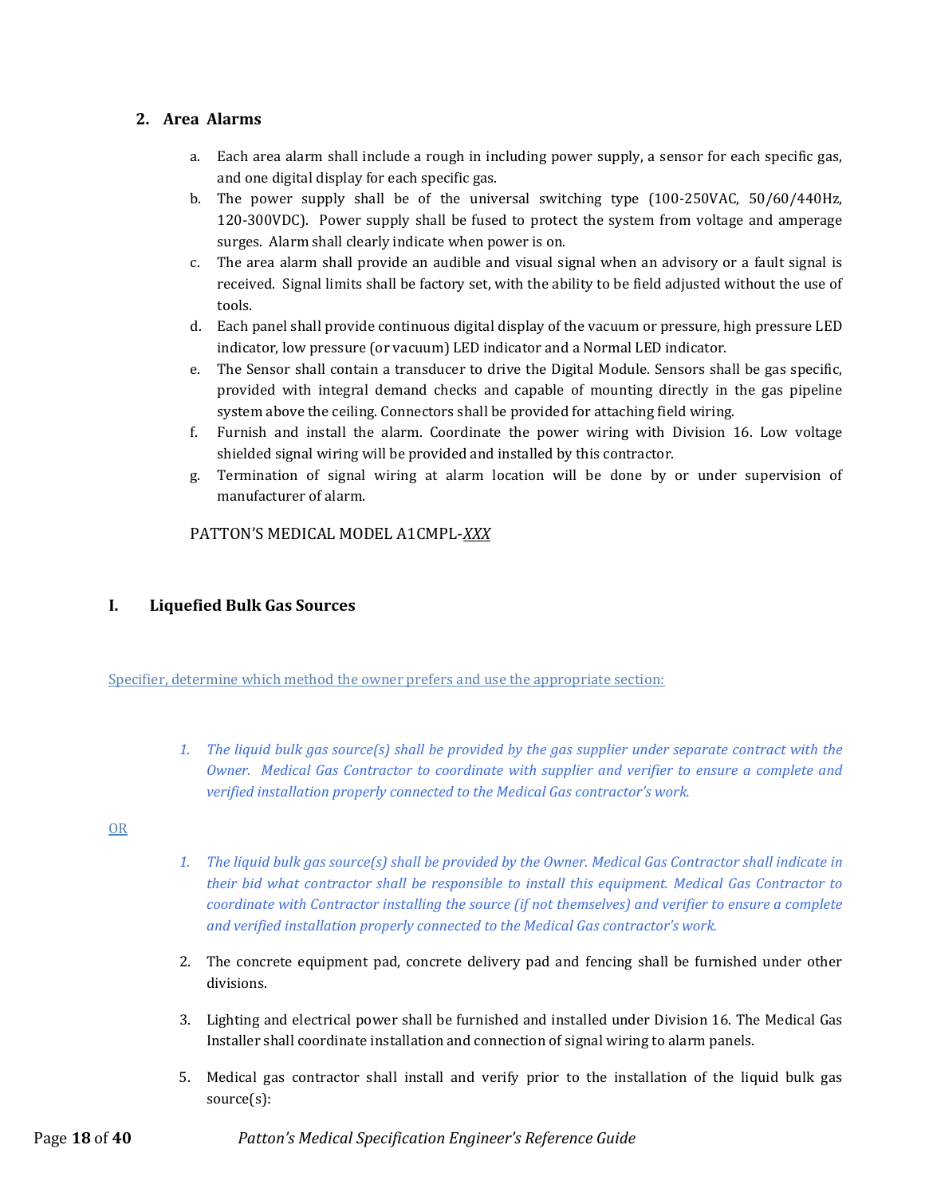### 2. Area Alarms

a. Each area alarm shall include a rough in including power supply, a sensor for each specific gas, and one digital display for each specific gas.

b. The power supply shall be of the universal switching type (100-250VAC, 50/60/440Hz, 120-300VDC). Power supply shall be fused to protect the system from voltage and amperage surges. Alarm shall clearly indicate when power is on.

c. The area alarm shall provide an audible and visual signal when an advisory or a fault signal is received. Signal limits shall be factory set, with the ability to be field adjusted without the use of tools.

d. Each panel shall provide continuous digital display of the vacuum or pressure, high pressure LED indicator, low pressure (or vacuum) LED indicator and a Normal LED indicator.

e. The Sensor shall contain a transducer to drive the Digital Module. Sensors shall be gas specific, provided with integral demand checks and capable of mounting directly in the gas pipeline system above the ceiling. Connectors shall be provided for attaching field wiring.

f. Furnish and install the alarm. Coordinate the power wiring with Division 16. Low voltage shielded signal wiring will be provided and installed by this contractor.

g. Termination of signal wiring at alarm location will be done by or under supervision of manufacturer of alarm.

PATTON'S MEDICAL MODEL A1CMPL-*XXX*

## I. Liquefied Bulk Gas Sources

Specifier, determine which method the owner prefers and use the appropriate section:

1. *The liquid bulk gas source(s) shall be provided by the gas supplier under separate contract with the Owner. Medical Gas Contractor to coordinate with supplier and verifier to ensure a complete and verified installation properly connected to the Medical Gas contractor's work.*

OR

1. *The liquid bulk gas source(s) shall be provided by the Owner. Medical Gas Contractor shall indicate in their bid what contractor shall be responsible to install this equipment. Medical Gas Contractor to coordinate with Contractor installing the source (if not themselves) and verifier to ensure a complete and verified installation properly connected to the Medical Gas contractor's work.*

2. The concrete equipment pad, concrete delivery pad and fencing shall be furnished under other divisions.

3. Lighting and electrical power shall be furnished and installed under Division 16. The Medical Gas Installer shall coordinate installation and connection of signal wiring to alarm panels.

5. Medical gas contractor shall install and verify prior to the installation of the liquid bulk gas source(s):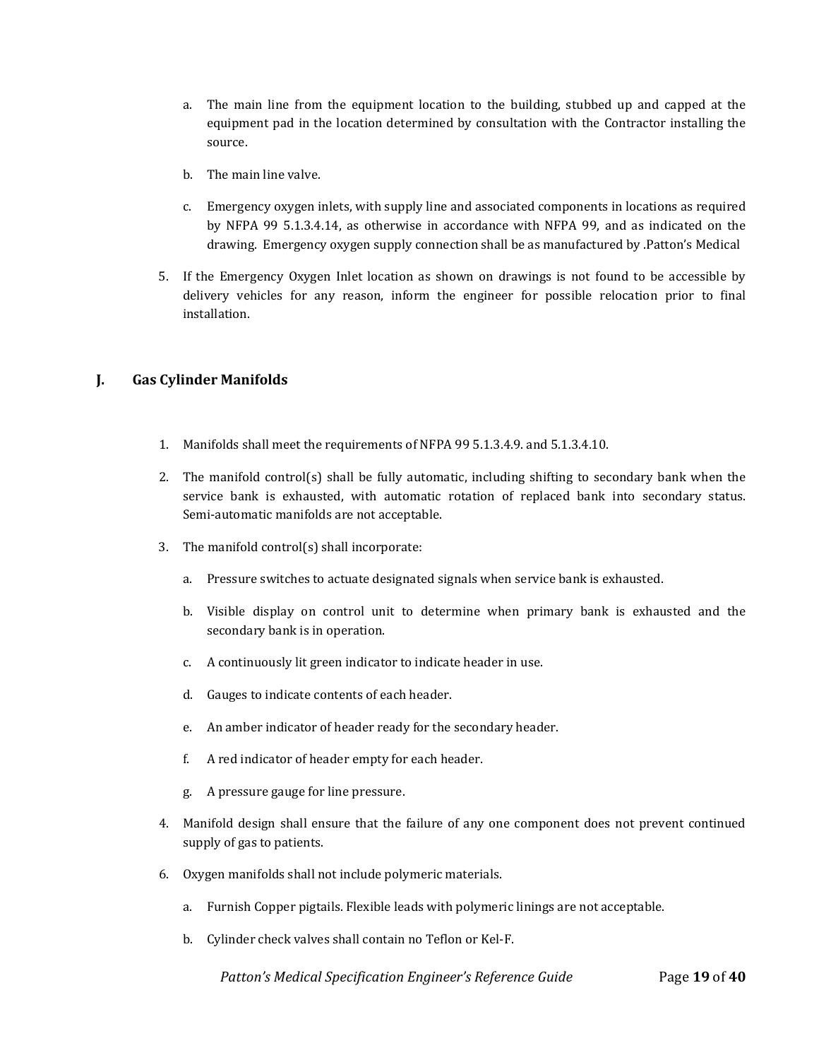a. The main line from the equipment location to the building, stubbed up and capped at the equipment pad in the location determined by consultation with the Contractor installing the source.

b. The main line valve.

c. Emergency oxygen inlets, with supply line and associated components in locations as required by NFPA 99 5.1.3.4.14, as otherwise in accordance with NFPA 99, and as indicated on the drawing. Emergency oxygen supply connection shall be as manufactured by .Patton's Medical

5. If the Emergency Oxygen Inlet location as shown on drawings is not found to be accessible by delivery vehicles for any reason, inform the engineer for possible relocation prior to final installation.

## J. Gas Cylinder Manifolds

1. Manifolds shall meet the requirements of NFPA 99 5.1.3.4.9. and 5.1.3.4.10.

2. The manifold control(s) shall be fully automatic, including shifting to secondary bank when the service bank is exhausted, with automatic rotation of replaced bank into secondary status. Semi-automatic manifolds are not acceptable.

3. The manifold control(s) shall incorporate:

   a. Pressure switches to actuate designated signals when service bank is exhausted.

   b. Visible display on control unit to determine when primary bank is exhausted and the secondary bank is in operation.

   c. A continuously lit green indicator to indicate header in use.

   d. Gauges to indicate contents of each header.

   e. An amber indicator of header ready for the secondary header.

   f. A red indicator of header empty for each header.

   g. A pressure gauge for line pressure.

4. Manifold design shall ensure that the failure of any one component does not prevent continued supply of gas to patients.

6. Oxygen manifolds shall not include polymeric materials.

   a. Furnish Copper pigtails. Flexible leads with polymeric linings are not acceptable.

   b. Cylinder check valves shall contain no Teflon or Kel-F.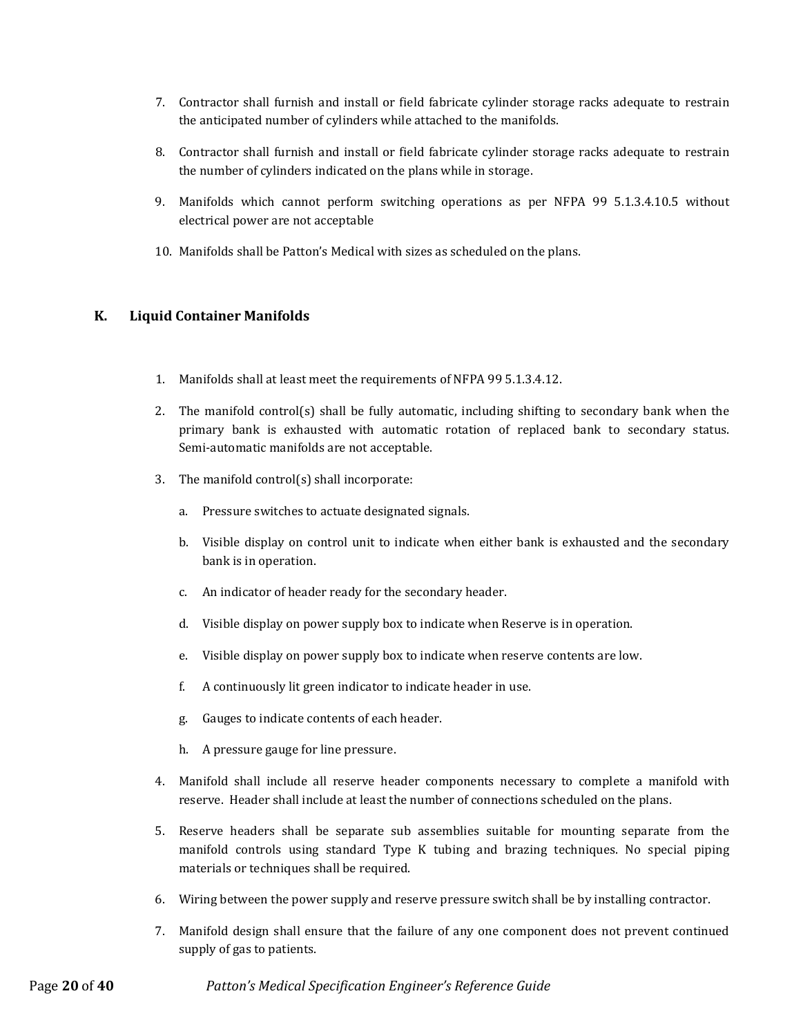7. Contractor shall furnish and install or field fabricate cylinder storage racks adequate to restrain the anticipated number of cylinders while attached to the manifolds.

8. Contractor shall furnish and install or field fabricate cylinder storage racks adequate to restrain the number of cylinders indicated on the plans while in storage.

9. Manifolds which cannot perform switching operations as per NFPA 99 5.1.3.4.10.5 without electrical power are not acceptable

10. Manifolds shall be Patton's Medical with sizes as scheduled on the plans.

## K. Liquid Container Manifolds

1. Manifolds shall at least meet the requirements of NFPA 99 5.1.3.4.12.

2. The manifold control(s) shall be fully automatic, including shifting to secondary bank when the primary bank is exhausted with automatic rotation of replaced bank to secondary status. Semi-automatic manifolds are not acceptable.

3. The manifold control(s) shall incorporate:

   a. Pressure switches to actuate designated signals.

   b. Visible display on control unit to indicate when either bank is exhausted and the secondary bank is in operation.

   c. An indicator of header ready for the secondary header.

   d. Visible display on power supply box to indicate when Reserve is in operation.

   e. Visible display on power supply box to indicate when reserve contents are low.

   f. A continuously lit green indicator to indicate header in use.

   g. Gauges to indicate contents of each header.

   h. A pressure gauge for line pressure.

4. Manifold shall include all reserve header components necessary to complete a manifold with reserve. Header shall include at least the number of connections scheduled on the plans.

5. Reserve headers shall be separate sub assemblies suitable for mounting separate from the manifold controls using standard Type K tubing and brazing techniques. No special piping materials or techniques shall be required.

6. Wiring between the power supply and reserve pressure switch shall be by installing contractor.

7. Manifold design shall ensure that the failure of any one component does not prevent continued supply of gas to patients.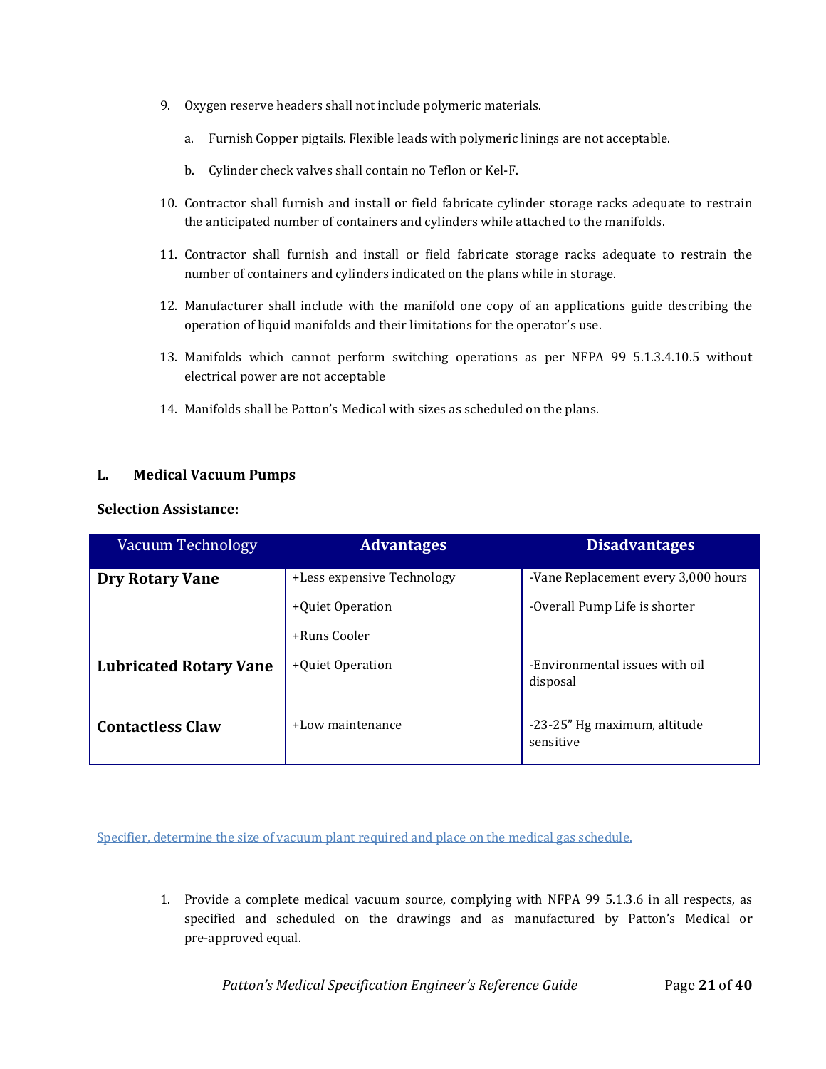9. Oxygen reserve headers shall not include polymeric materials.

   a. Furnish Copper pigtails. Flexible leads with polymeric linings are not acceptable.

   b. Cylinder check valves shall contain no Teflon or Kel-F.

10. Contractor shall furnish and install or field fabricate cylinder storage racks adequate to restrain the anticipated number of containers and cylinders while attached to the manifolds.

11. Contractor shall furnish and install or field fabricate storage racks adequate to restrain the number of containers and cylinders indicated on the plans while in storage.

12. Manufacturer shall include with the manifold one copy of an applications guide describing the operation of liquid manifolds and their limitations for the operator's use.

13. Manifolds which cannot perform switching operations as per NFPA 99 5.1.3.4.10.5 without electrical power are not acceptable

14. Manifolds shall be Patton's Medical with sizes as scheduled on the plans.

## L. Medical Vacuum Pumps

**Selection Assistance:**

| Vacuum Technology | Advantages | Disadvantages |
|---|---|---|
| **Dry Rotary Vane** | +Less expensive Technology<br>+Quiet Operation<br>+Runs Cooler | -Vane Replacement every 3,000 hours<br>-Overall Pump Life is shorter |
| **Lubricated Rotary Vane** | +Quiet Operation | -Environmental issues with oil disposal |
| **Contactless Claw** | +Low maintenance | -23-25" Hg maximum, altitude sensitive |

Specifier, determine the size of vacuum plant required and place on the medical gas schedule.

1. Provide a complete medical vacuum source, complying with NFPA 99 5.1.3.6 in all respects, as specified and scheduled on the drawings and as manufactured by Patton's Medical or pre-approved equal.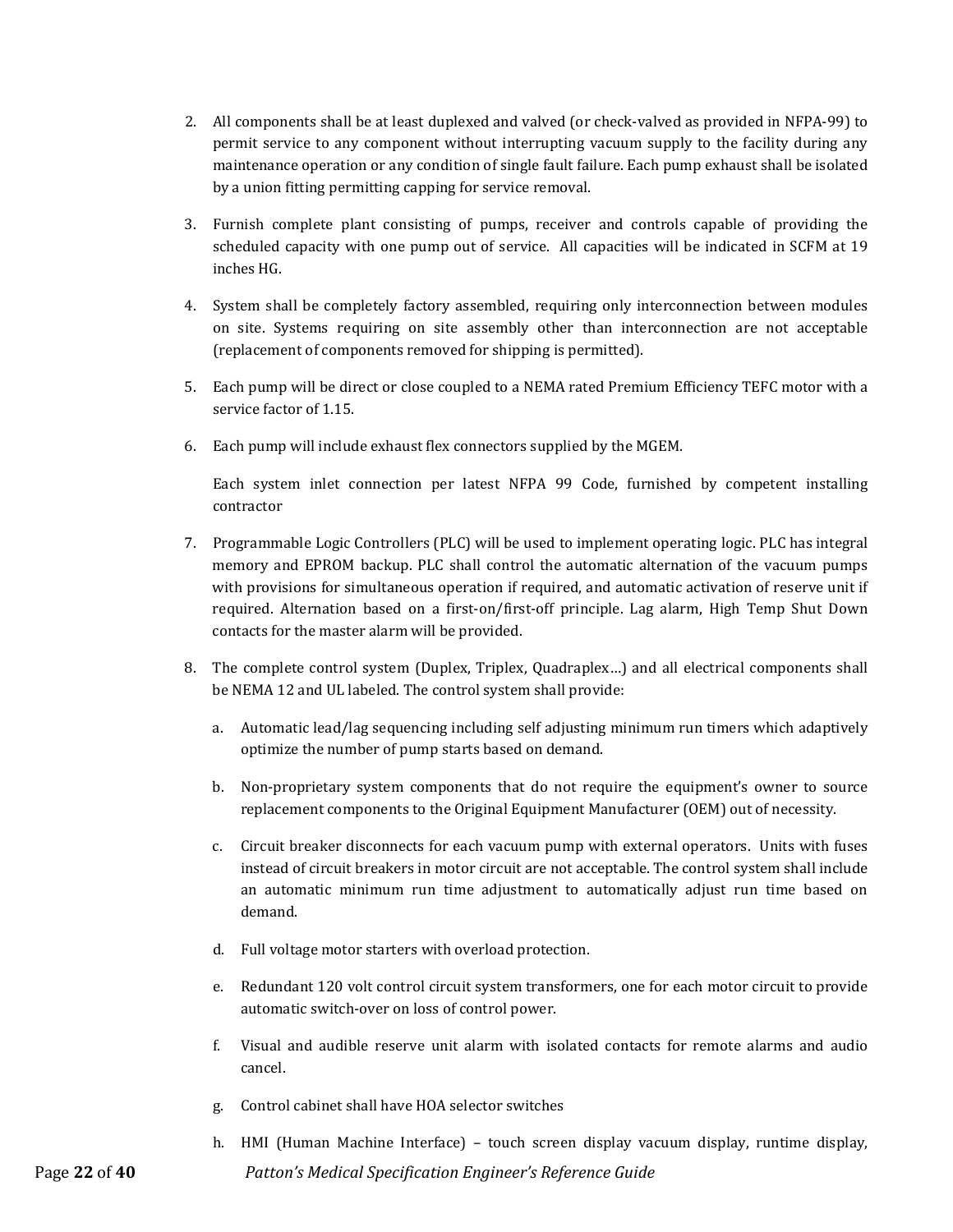2. All components shall be at least duplexed and valved (or check-valved as provided in NFPA-99) to permit service to any component without interrupting vacuum supply to the facility during any maintenance operation or any condition of single fault failure. Each pump exhaust shall be isolated by a union fitting permitting capping for service removal.

3. Furnish complete plant consisting of pumps, receiver and controls capable of providing the scheduled capacity with one pump out of service. All capacities will be indicated in SCFM at 19 inches HG.

4. System shall be completely factory assembled, requiring only interconnection between modules on site. Systems requiring on site assembly other than interconnection are not acceptable (replacement of components removed for shipping is permitted).

5. Each pump will be direct or close coupled to a NEMA rated Premium Efficiency TEFC motor with a service factor of 1.15.

6. Each pump will include exhaust flex connectors supplied by the MGEM.

   Each system inlet connection per latest NFPA 99 Code, furnished by competent installing contractor

7. Programmable Logic Controllers (PLC) will be used to implement operating logic. PLC has integral memory and EPROM backup. PLC shall control the automatic alternation of the vacuum pumps with provisions for simultaneous operation if required, and automatic activation of reserve unit if required. Alternation based on a first-on/first-off principle. Lag alarm, High Temp Shut Down contacts for the master alarm will be provided.

8. The complete control system (Duplex, Triplex, Quadraplex…) and all electrical components shall be NEMA 12 and UL labeled. The control system shall provide:

   a. Automatic lead/lag sequencing including self adjusting minimum run timers which adaptively optimize the number of pump starts based on demand.

   b. Non-proprietary system components that do not require the equipment's owner to source replacement components to the Original Equipment Manufacturer (OEM) out of necessity.

   c. Circuit breaker disconnects for each vacuum pump with external operators. Units with fuses instead of circuit breakers in motor circuit are not acceptable. The control system shall include an automatic minimum run time adjustment to automatically adjust run time based on demand.

   d. Full voltage motor starters with overload protection.

   e. Redundant 120 volt control circuit system transformers, one for each motor circuit to provide automatic switch-over on loss of control power.

   f. Visual and audible reserve unit alarm with isolated contacts for remote alarms and audio cancel.

   g. Control cabinet shall have HOA selector switches

   h. HMI (Human Machine Interface) – touch screen display vacuum display, runtime display,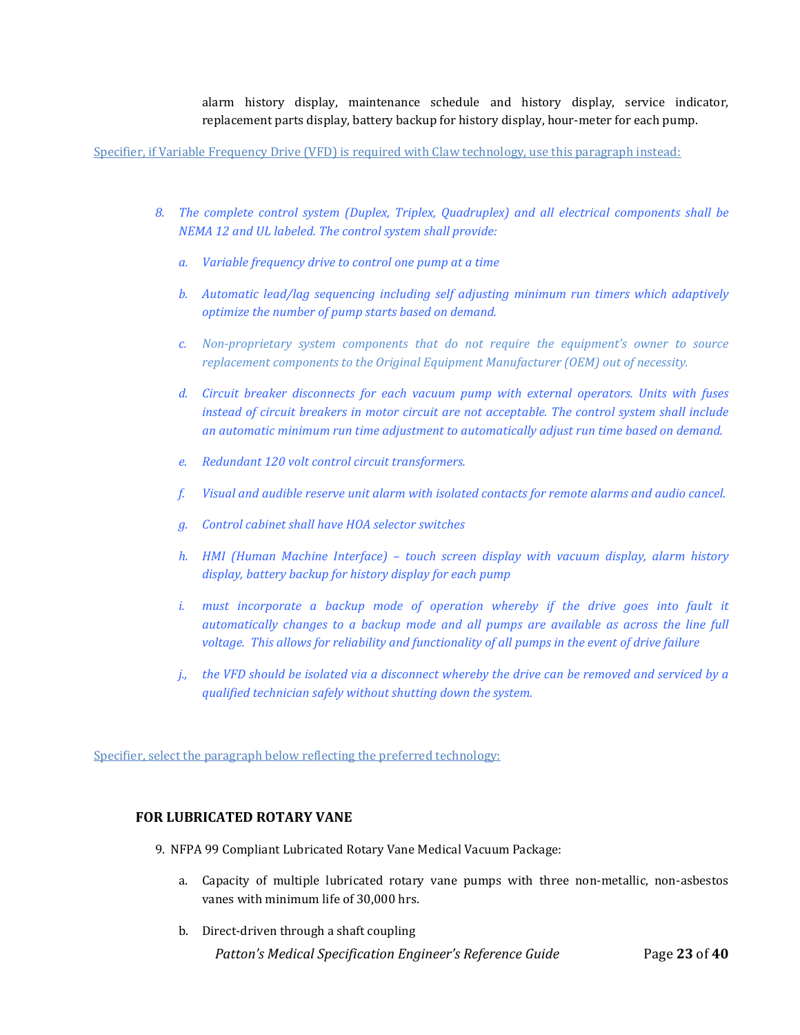alarm history display, maintenance schedule and history display, service indicator, replacement parts display, battery backup for history display, hour-meter for each pump.

Specifier, if Variable Frequency Drive (VFD) is required with Claw technology, use this paragraph instead:

*8. The complete control system (Duplex, Triplex, Quadruplex) and all electrical components shall be NEMA 12 and UL labeled. The control system shall provide:*

*a. Variable frequency drive to control one pump at a time*

*b. Automatic lead/lag sequencing including self adjusting minimum run timers which adaptively optimize the number of pump starts based on demand.*

*c. Non-proprietary system components that do not require the equipment's owner to source replacement components to the Original Equipment Manufacturer (OEM) out of necessity.*

*d. Circuit breaker disconnects for each vacuum pump with external operators. Units with fuses instead of circuit breakers in motor circuit are not acceptable. The control system shall include an automatic minimum run time adjustment to automatically adjust run time based on demand.*

*e. Redundant 120 volt control circuit transformers.*

*f. Visual and audible reserve unit alarm with isolated contacts for remote alarms and audio cancel.*

*g. Control cabinet shall have HOA selector switches*

*h. HMI (Human Machine Interface) – touch screen display with vacuum display, alarm history display, battery backup for history display for each pump*

*i. must incorporate a backup mode of operation whereby if the drive goes into fault it automatically changes to a backup mode and all pumps are available as across the line full voltage. This allows for reliability and functionality of all pumps in the event of drive failure*

*j., the VFD should be isolated via a disconnect whereby the drive can be removed and serviced by a qualified technician safely without shutting down the system.*

Specifier, select the paragraph below reflecting the preferred technology:

### FOR LUBRICATED ROTARY VANE

9. NFPA 99 Compliant Lubricated Rotary Vane Medical Vacuum Package:

   a. Capacity of multiple lubricated rotary vane pumps with three non-metallic, non-asbestos vanes with minimum life of 30,000 hrs.

   b. Direct-driven through a shaft coupling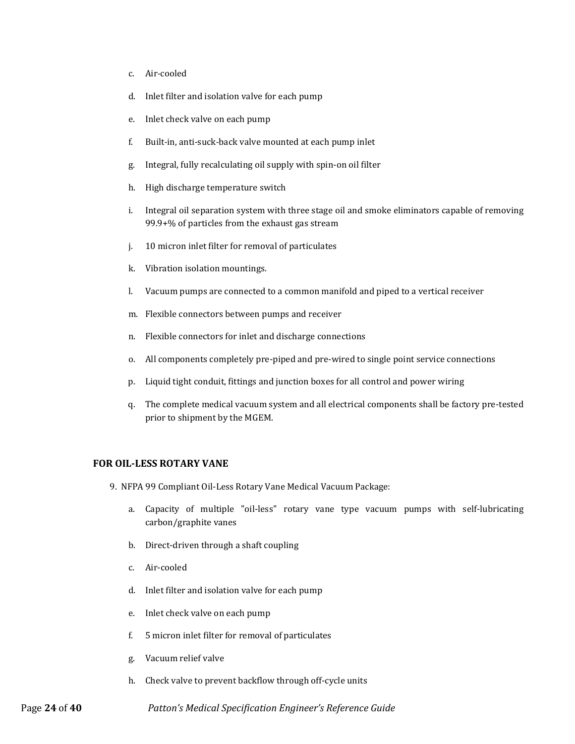c. Air-cooled

d. Inlet filter and isolation valve for each pump

e. Inlet check valve on each pump

f. Built-in, anti-suck-back valve mounted at each pump inlet

g. Integral, fully recalculating oil supply with spin-on oil filter

h. High discharge temperature switch

i. Integral oil separation system with three stage oil and smoke eliminators capable of removing 99.9+% of particles from the exhaust gas stream

j. 10 micron inlet filter for removal of particulates

k. Vibration isolation mountings.

l. Vacuum pumps are connected to a common manifold and piped to a vertical receiver

m. Flexible connectors between pumps and receiver

n. Flexible connectors for inlet and discharge connections

o. All components completely pre-piped and pre-wired to single point service connections

p. Liquid tight conduit, fittings and junction boxes for all control and power wiring

q. The complete medical vacuum system and all electrical components shall be factory pre-tested prior to shipment by the MGEM.

**FOR OIL-LESS ROTARY VANE**

9. NFPA 99 Compliant Oil-Less Rotary Vane Medical Vacuum Package:

a. Capacity of multiple "oil-less" rotary vane type vacuum pumps with self-lubricating carbon/graphite vanes

b. Direct-driven through a shaft coupling

c. Air-cooled

d. Inlet filter and isolation valve for each pump

e. Inlet check valve on each pump

f. 5 micron inlet filter for removal of particulates

g. Vacuum relief valve

h. Check valve to prevent backflow through off-cycle units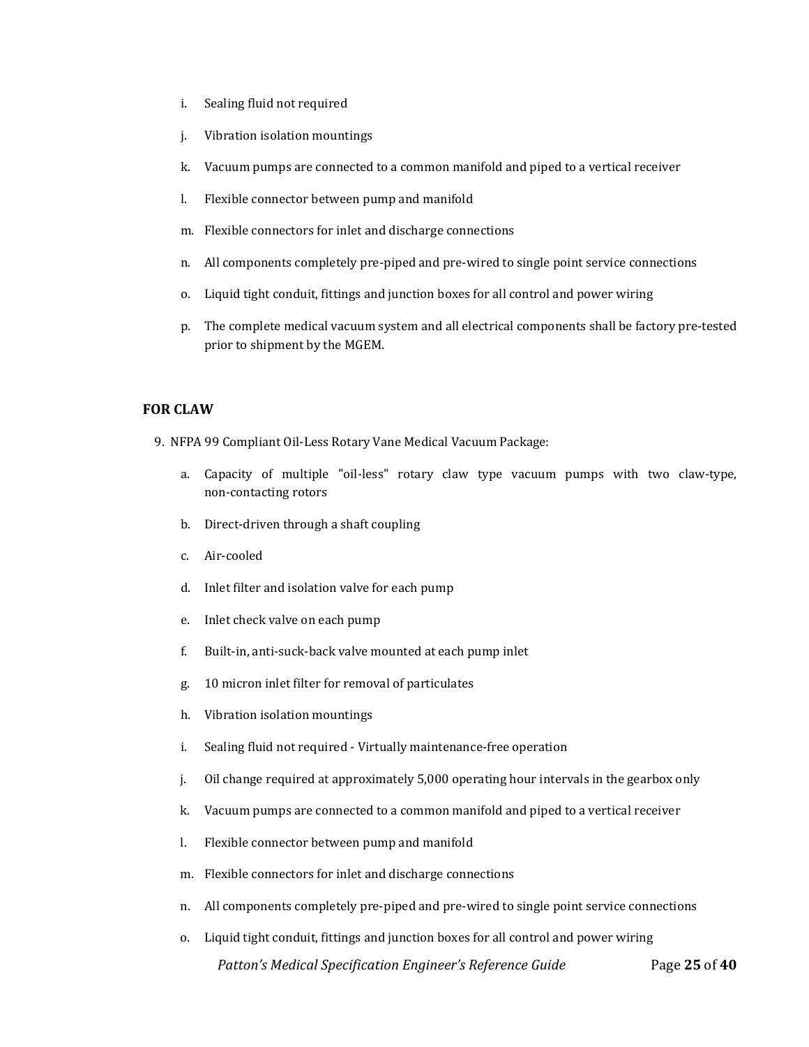i. Sealing fluid not required

j. Vibration isolation mountings

k. Vacuum pumps are connected to a common manifold and piped to a vertical receiver

l. Flexible connector between pump and manifold

m. Flexible connectors for inlet and discharge connections

n. All components completely pre-piped and pre-wired to single point service connections

o. Liquid tight conduit, fittings and junction boxes for all control and power wiring

p. The complete medical vacuum system and all electrical components shall be factory pre-tested prior to shipment by the MGEM.

**FOR CLAW**

9. NFPA 99 Compliant Oil-Less Rotary Vane Medical Vacuum Package:

   a. Capacity of multiple "oil-less" rotary claw type vacuum pumps with two claw-type, non-contacting rotors

   b. Direct-driven through a shaft coupling

   c. Air-cooled

   d. Inlet filter and isolation valve for each pump

   e. Inlet check valve on each pump

   f. Built-in, anti-suck-back valve mounted at each pump inlet

   g. 10 micron inlet filter for removal of particulates

   h. Vibration isolation mountings

   i. Sealing fluid not required - Virtually maintenance-free operation

   j. Oil change required at approximately 5,000 operating hour intervals in the gearbox only

   k. Vacuum pumps are connected to a common manifold and piped to a vertical receiver

   l. Flexible connector between pump and manifold

   m. Flexible connectors for inlet and discharge connections

   n. All components completely pre-piped and pre-wired to single point service connections

   o. Liquid tight conduit, fittings and junction boxes for all control and power wiring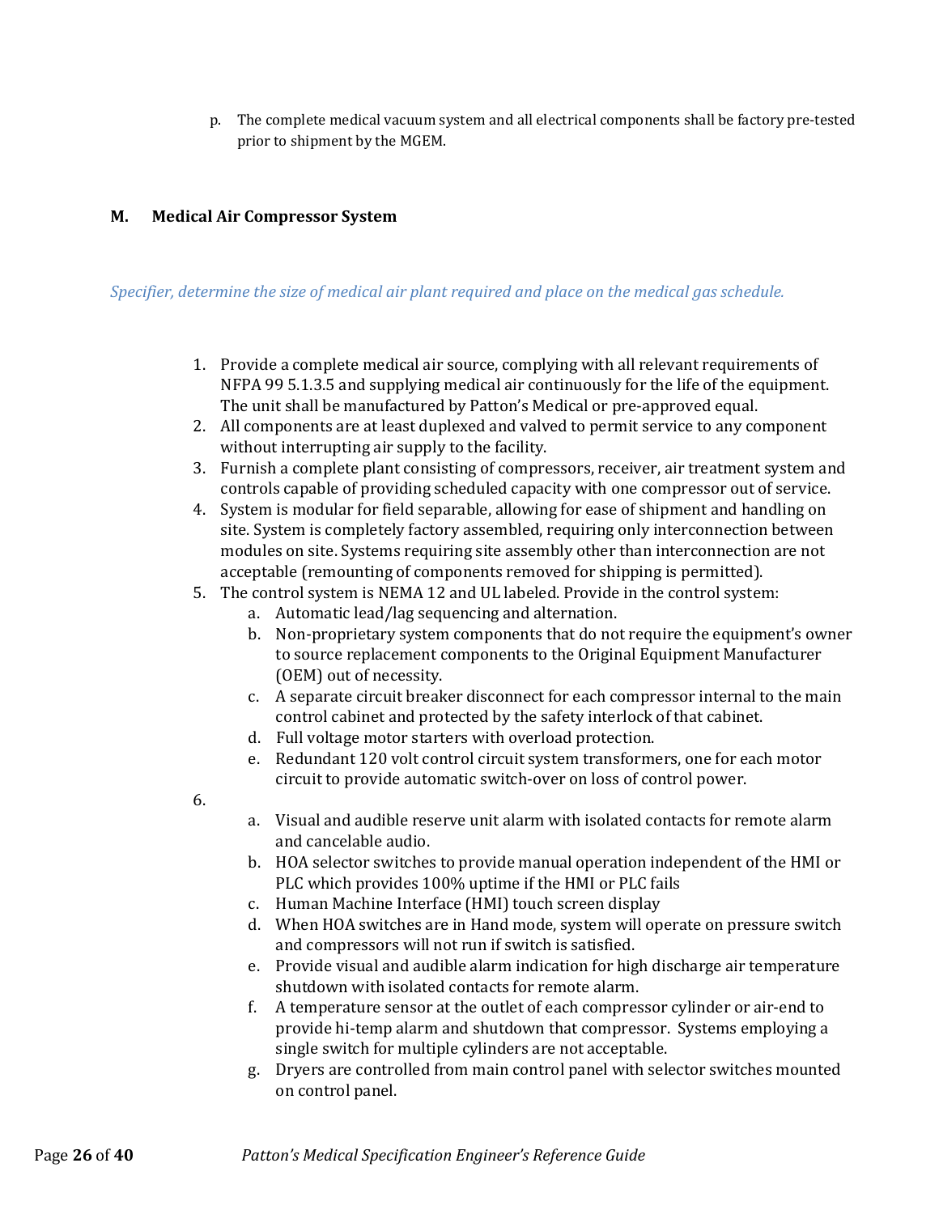p. The complete medical vacuum system and all electrical components shall be factory pre-tested prior to shipment by the MGEM.

## M. Medical Air Compressor System

*Specifier, determine the size of medical air plant required and place on the medical gas schedule.*

1. Provide a complete medical air source, complying with all relevant requirements of NFPA 99 5.1.3.5 and supplying medical air continuously for the life of the equipment. The unit shall be manufactured by Patton's Medical or pre-approved equal.
2. All components are at least duplexed and valved to permit service to any component without interrupting air supply to the facility.
3. Furnish a complete plant consisting of compressors, receiver, air treatment system and controls capable of providing scheduled capacity with one compressor out of service.
4. System is modular for field separable, allowing for ease of shipment and handling on site. System is completely factory assembled, requiring only interconnection between modules on site. Systems requiring site assembly other than interconnection are not acceptable (remounting of components removed for shipping is permitted).
5. The control system is NEMA 12 and UL labeled. Provide in the control system:
   a. Automatic lead/lag sequencing and alternation.
   b. Non-proprietary system components that do not require the equipment's owner to source replacement components to the Original Equipment Manufacturer (OEM) out of necessity.
   c. A separate circuit breaker disconnect for each compressor internal to the main control cabinet and protected by the safety interlock of that cabinet.
   d. Full voltage motor starters with overload protection.
   e. Redundant 120 volt control circuit system transformers, one for each motor circuit to provide automatic switch-over on loss of control power.
6. 
   a. Visual and audible reserve unit alarm with isolated contacts for remote alarm and cancelable audio.
   b. HOA selector switches to provide manual operation independent of the HMI or PLC which provides 100% uptime if the HMI or PLC fails
   c. Human Machine Interface (HMI) touch screen display
   d. When HOA switches are in Hand mode, system will operate on pressure switch and compressors will not run if switch is satisfied.
   e. Provide visual and audible alarm indication for high discharge air temperature shutdown with isolated contacts for remote alarm.
   f. A temperature sensor at the outlet of each compressor cylinder or air-end to provide hi-temp alarm and shutdown that compressor. Systems employing a single switch for multiple cylinders are not acceptable.
   g. Dryers are controlled from main control panel with selector switches mounted on control panel.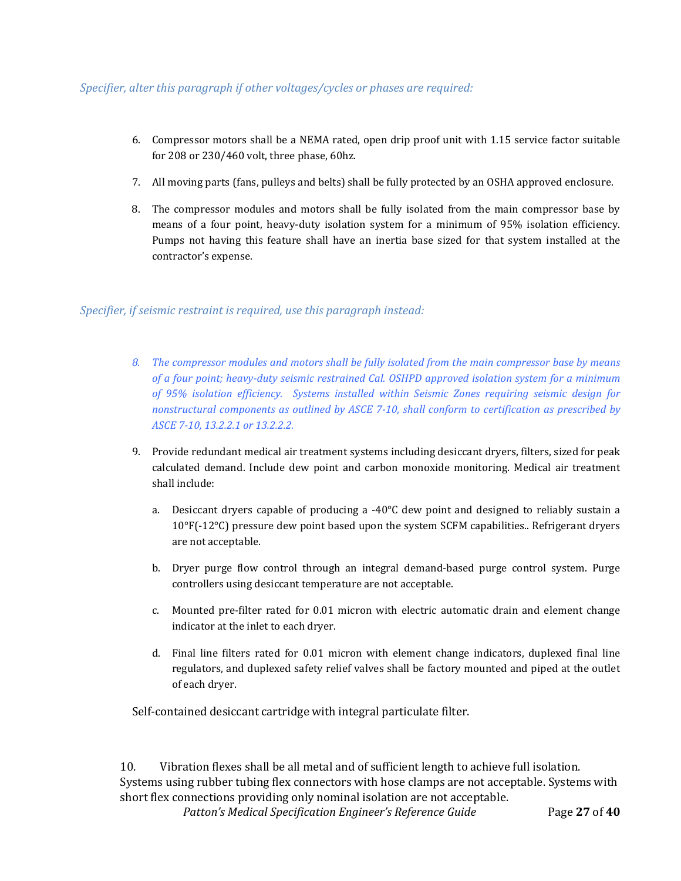*Specifier, alter this paragraph if other voltages/cycles or phases are required:*

6. Compressor motors shall be a NEMA rated, open drip proof unit with 1.15 service factor suitable for 208 or 230/460 volt, three phase, 60hz.

7. All moving parts (fans, pulleys and belts) shall be fully protected by an OSHA approved enclosure.

8. The compressor modules and motors shall be fully isolated from the main compressor base by means of a four point, heavy-duty isolation system for a minimum of 95% isolation efficiency. Pumps not having this feature shall have an inertia base sized for that system installed at the contractor's expense.

*Specifier, if seismic restraint is required, use this paragraph instead:*

*8. The compressor modules and motors shall be fully isolated from the main compressor base by means of a four point; heavy-duty seismic restrained Cal. OSHPD approved isolation system for a minimum of 95% isolation efficiency. Systems installed within Seismic Zones requiring seismic design for nonstructural components as outlined by ASCE 7-10, shall conform to certification as prescribed by ASCE 7-10, 13.2.2.1 or 13.2.2.2.*

9. Provide redundant medical air treatment systems including desiccant dryers, filters, sized for peak calculated demand. Include dew point and carbon monoxide monitoring. Medical air treatment shall include:

   a. Desiccant dryers capable of producing a -40°C dew point and designed to reliably sustain a 10°F(-12°C) pressure dew point based upon the system SCFM capabilities.. Refrigerant dryers are not acceptable.

   b. Dryer purge flow control through an integral demand-based purge control system. Purge controllers using desiccant temperature are not acceptable.

   c. Mounted pre-filter rated for 0.01 micron with electric automatic drain and element change indicator at the inlet to each dryer.

   d. Final line filters rated for 0.01 micron with element change indicators, duplexed final line regulators, and duplexed safety relief valves shall be factory mounted and piped at the outlet of each dryer.

Self-contained desiccant cartridge with integral particulate filter.

10. Vibration flexes shall be all metal and of sufficient length to achieve full isolation. Systems using rubber tubing flex connectors with hose clamps are not acceptable. Systems with short flex connections providing only nominal isolation are not acceptable.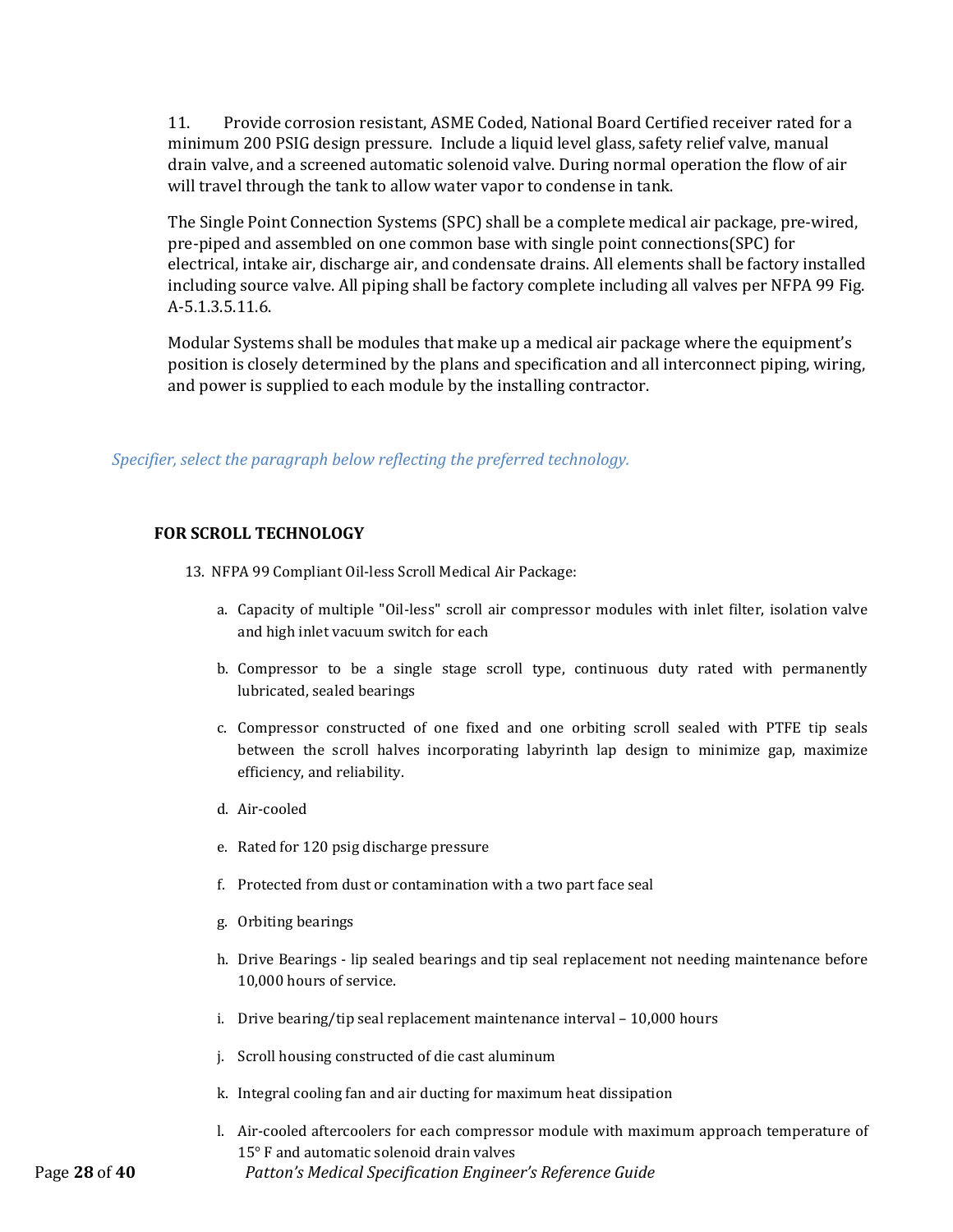11. Provide corrosion resistant, ASME Coded, National Board Certified receiver rated for a minimum 200 PSIG design pressure. Include a liquid level glass, safety relief valve, manual drain valve, and a screened automatic solenoid valve. During normal operation the flow of air will travel through the tank to allow water vapor to condense in tank.

The Single Point Connection Systems (SPC) shall be a complete medical air package, pre-wired, pre-piped and assembled on one common base with single point connections(SPC) for electrical, intake air, discharge air, and condensate drains. All elements shall be factory installed including source valve. All piping shall be factory complete including all valves per NFPA 99 Fig. A-5.1.3.5.11.6.

Modular Systems shall be modules that make up a medical air package where the equipment's position is closely determined by the plans and specification and all interconnect piping, wiring, and power is supplied to each module by the installing contractor.

*Specifier, select the paragraph below reflecting the preferred technology.*

**FOR SCROLL TECHNOLOGY**

13. NFPA 99 Compliant Oil-less Scroll Medical Air Package:

   a. Capacity of multiple "Oil-less" scroll air compressor modules with inlet filter, isolation valve and high inlet vacuum switch for each

   b. Compressor to be a single stage scroll type, continuous duty rated with permanently lubricated, sealed bearings

   c. Compressor constructed of one fixed and one orbiting scroll sealed with PTFE tip seals between the scroll halves incorporating labyrinth lap design to minimize gap, maximize efficiency, and reliability.

   d. Air-cooled

   e. Rated for 120 psig discharge pressure

   f. Protected from dust or contamination with a two part face seal

   g. Orbiting bearings

   h. Drive Bearings - lip sealed bearings and tip seal replacement not needing maintenance before 10,000 hours of service.

   i. Drive bearing/tip seal replacement maintenance interval – 10,000 hours

   j. Scroll housing constructed of die cast aluminum

   k. Integral cooling fan and air ducting for maximum heat dissipation

   l. Air-cooled aftercoolers for each compressor module with maximum approach temperature of 15° F and automatic solenoid drain valves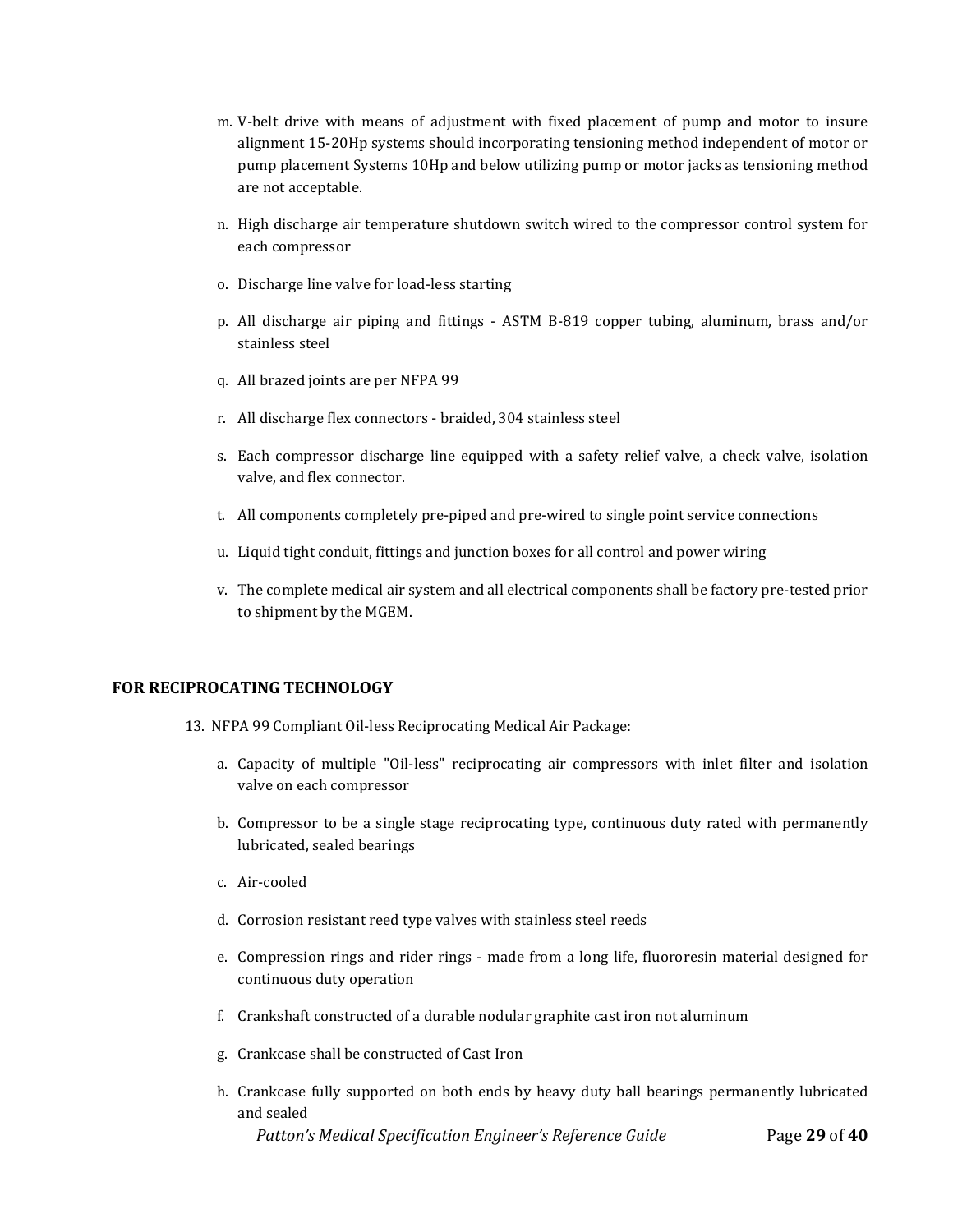m. V-belt drive with means of adjustment with fixed placement of pump and motor to insure alignment 15-20Hp systems should incorporating tensioning method independent of motor or pump placement Systems 10Hp and below utilizing pump or motor jacks as tensioning method are not acceptable.

n. High discharge air temperature shutdown switch wired to the compressor control system for each compressor

o. Discharge line valve for load-less starting

p. All discharge air piping and fittings - ASTM B-819 copper tubing, aluminum, brass and/or stainless steel

q. All brazed joints are per NFPA 99

r. All discharge flex connectors - braided, 304 stainless steel

s. Each compressor discharge line equipped with a safety relief valve, a check valve, isolation valve, and flex connector.

t. All components completely pre-piped and pre-wired to single point service connections

u. Liquid tight conduit, fittings and junction boxes for all control and power wiring

v. The complete medical air system and all electrical components shall be factory pre-tested prior to shipment by the MGEM.

## FOR RECIPROCATING TECHNOLOGY

13. NFPA 99 Compliant Oil-less Reciprocating Medical Air Package:

a. Capacity of multiple "Oil-less" reciprocating air compressors with inlet filter and isolation valve on each compressor

b. Compressor to be a single stage reciprocating type, continuous duty rated with permanently lubricated, sealed bearings

c. Air-cooled

d. Corrosion resistant reed type valves with stainless steel reeds

e. Compression rings and rider rings - made from a long life, fluororesin material designed for continuous duty operation

f. Crankshaft constructed of a durable nodular graphite cast iron not aluminum

g. Crankcase shall be constructed of Cast Iron

h. Crankcase fully supported on both ends by heavy duty ball bearings permanently lubricated and sealed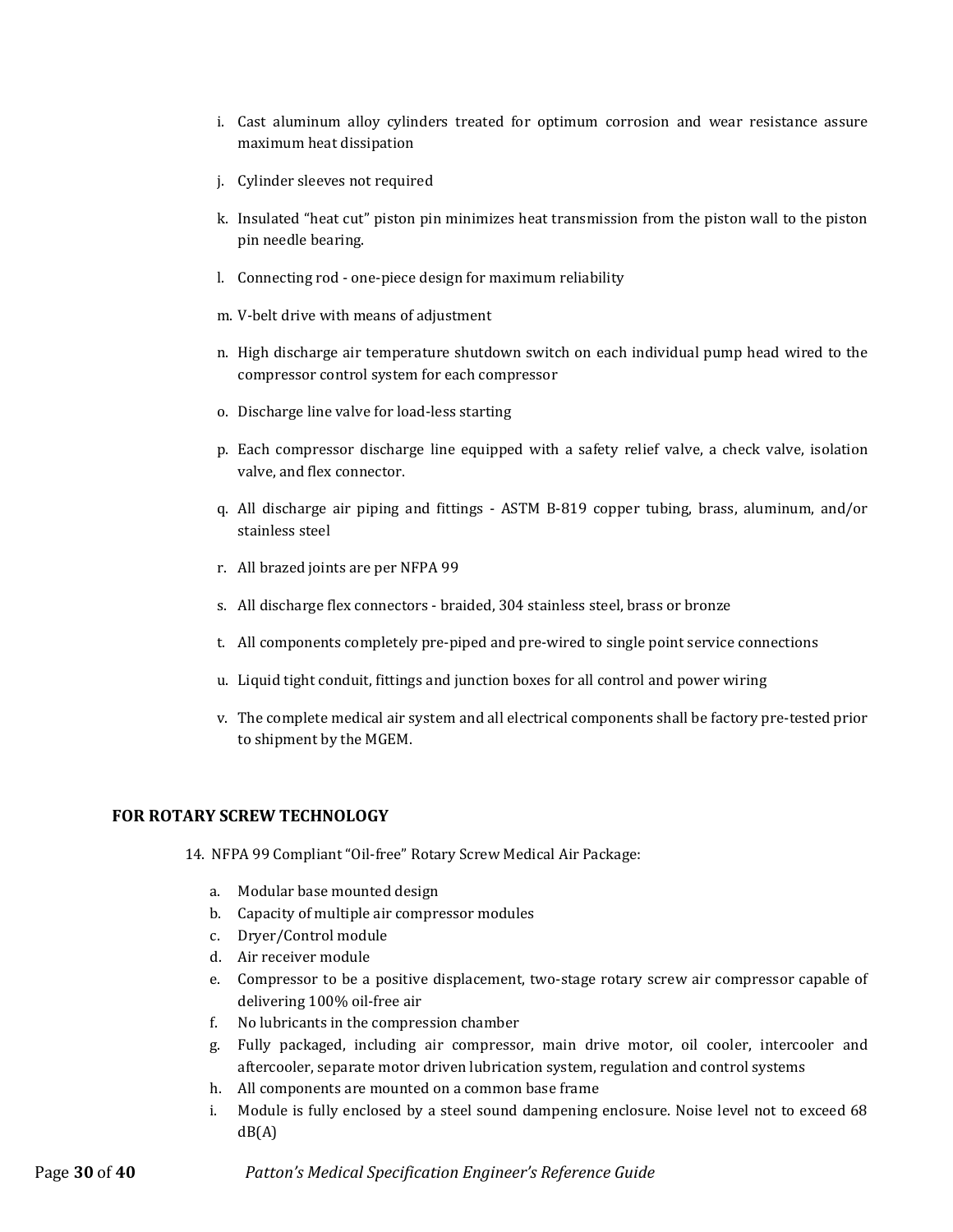i. Cast aluminum alloy cylinders treated for optimum corrosion and wear resistance assure maximum heat dissipation

j. Cylinder sleeves not required

k. Insulated "heat cut" piston pin minimizes heat transmission from the piston wall to the piston pin needle bearing.

l. Connecting rod - one-piece design for maximum reliability

m. V-belt drive with means of adjustment

n. High discharge air temperature shutdown switch on each individual pump head wired to the compressor control system for each compressor

o. Discharge line valve for load-less starting

p. Each compressor discharge line equipped with a safety relief valve, a check valve, isolation valve, and flex connector.

q. All discharge air piping and fittings - ASTM B-819 copper tubing, brass, aluminum, and/or stainless steel

r. All brazed joints are per NFPA 99

s. All discharge flex connectors - braided, 304 stainless steel, brass or bronze

t. All components completely pre-piped and pre-wired to single point service connections

u. Liquid tight conduit, fittings and junction boxes for all control and power wiring

v. The complete medical air system and all electrical components shall be factory pre-tested prior to shipment by the MGEM.

**FOR ROTARY SCREW TECHNOLOGY**

14. NFPA 99 Compliant "Oil-free" Rotary Screw Medical Air Package:

a. Modular base mounted design
b. Capacity of multiple air compressor modules
c. Dryer/Control module
d. Air receiver module
e. Compressor to be a positive displacement, two-stage rotary screw air compressor capable of delivering 100% oil-free air
f. No lubricants in the compression chamber
g. Fully packaged, including air compressor, main drive motor, oil cooler, intercooler and aftercooler, separate motor driven lubrication system, regulation and control systems
h. All components are mounted on a common base frame
i. Module is fully enclosed by a steel sound dampening enclosure. Noise level not to exceed 68 dB(A)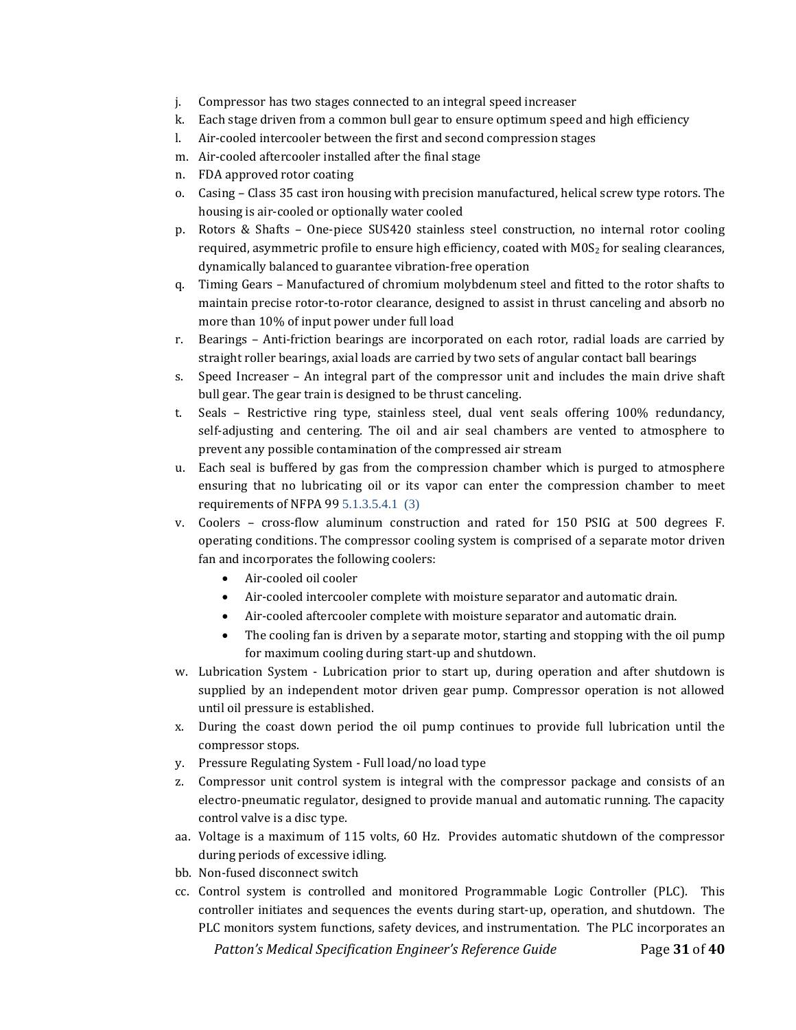j. Compressor has two stages connected to an integral speed increaser
k. Each stage driven from a common bull gear to ensure optimum speed and high efficiency
l. Air-cooled intercooler between the first and second compression stages
m. Air-cooled aftercooler installed after the final stage
n. FDA approved rotor coating
o. Casing – Class 35 cast iron housing with precision manufactured, helical screw type rotors. The housing is air-cooled or optionally water cooled
p. Rotors & Shafts – One-piece SUS420 stainless steel construction, no internal rotor cooling required, asymmetric profile to ensure high efficiency, coated with $M0S_2$ for sealing clearances, dynamically balanced to guarantee vibration-free operation
q. Timing Gears – Manufactured of chromium molybdenum steel and fitted to the rotor shafts to maintain precise rotor-to-rotor clearance, designed to assist in thrust canceling and absorb no more than 10% of input power under full load
r. Bearings – Anti-friction bearings are incorporated on each rotor, radial loads are carried by straight roller bearings, axial loads are carried by two sets of angular contact ball bearings
s. Speed Increaser – An integral part of the compressor unit and includes the main drive shaft bull gear. The gear train is designed to be thrust canceling.
t. Seals – Restrictive ring type, stainless steel, dual vent seals offering 100% redundancy, self-adjusting and centering. The oil and air seal chambers are vented to atmosphere to prevent any possible contamination of the compressed air stream
u. Each seal is buffered by gas from the compression chamber which is purged to atmosphere ensuring that no lubricating oil or its vapor can enter the compression chamber to meet requirements of NFPA 99 5.1.3.5.4.1 (3)
v. Coolers – cross-flow aluminum construction and rated for 150 PSIG at 500 degrees F. operating conditions. The compressor cooling system is comprised of a separate motor driven fan and incorporates the following coolers:
    - Air-cooled oil cooler
    - Air-cooled intercooler complete with moisture separator and automatic drain.
    - Air-cooled aftercooler complete with moisture separator and automatic drain.
    - The cooling fan is driven by a separate motor, starting and stopping with the oil pump for maximum cooling during start-up and shutdown.
w. Lubrication System - Lubrication prior to start up, during operation and after shutdown is supplied by an independent motor driven gear pump. Compressor operation is not allowed until oil pressure is established.
x. During the coast down period the oil pump continues to provide full lubrication until the compressor stops.
y. Pressure Regulating System - Full load/no load type
z. Compressor unit control system is integral with the compressor package and consists of an electro-pneumatic regulator, designed to provide manual and automatic running. The capacity control valve is a disc type.
aa. Voltage is a maximum of 115 volts, 60 Hz. Provides automatic shutdown of the compressor during periods of excessive idling.
bb. Non-fused disconnect switch
cc. Control system is controlled and monitored Programmable Logic Controller (PLC). This controller initiates and sequences the events during start-up, operation, and shutdown. The PLC monitors system functions, safety devices, and instrumentation. The PLC incorporates an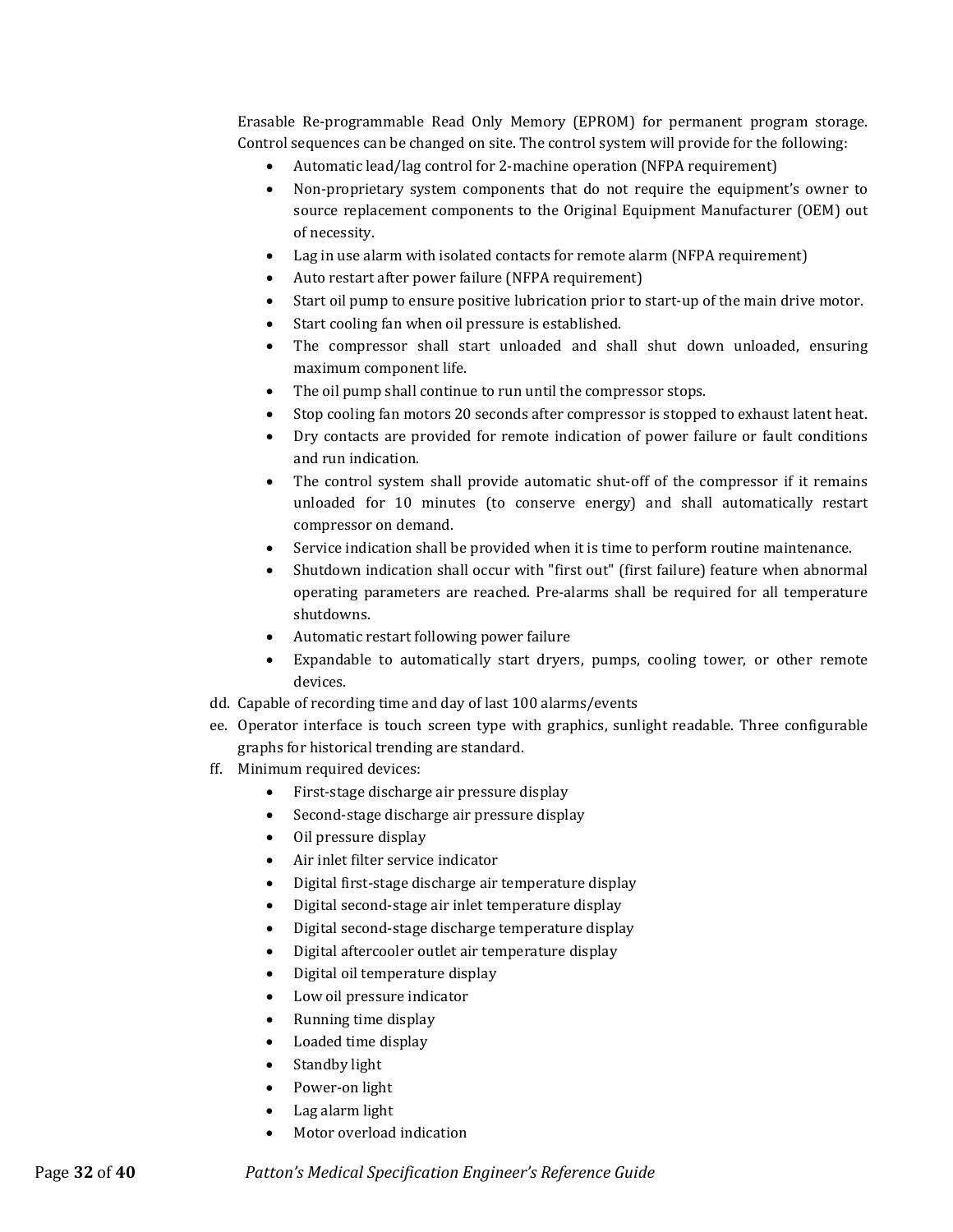Erasable Re-programmable Read Only Memory (EPROM) for permanent program storage. Control sequences can be changed on site. The control system will provide for the following:

- Automatic lead/lag control for 2-machine operation (NFPA requirement)
- Non-proprietary system components that do not require the equipment's owner to source replacement components to the Original Equipment Manufacturer (OEM) out of necessity.
- Lag in use alarm with isolated contacts for remote alarm (NFPA requirement)
- Auto restart after power failure (NFPA requirement)
- Start oil pump to ensure positive lubrication prior to start-up of the main drive motor.
- Start cooling fan when oil pressure is established.
- The compressor shall start unloaded and shall shut down unloaded, ensuring maximum component life.
- The oil pump shall continue to run until the compressor stops.
- Stop cooling fan motors 20 seconds after compressor is stopped to exhaust latent heat.
- Dry contacts are provided for remote indication of power failure or fault conditions and run indication.
- The control system shall provide automatic shut-off of the compressor if it remains unloaded for 10 minutes (to conserve energy) and shall automatically restart compressor on demand.
- Service indication shall be provided when it is time to perform routine maintenance.
- Shutdown indication shall occur with "first out" (first failure) feature when abnormal operating parameters are reached. Pre-alarms shall be required for all temperature shutdowns.
- Automatic restart following power failure
- Expandable to automatically start dryers, pumps, cooling tower, or other remote devices.

dd. Capable of recording time and day of last 100 alarms/events

ee. Operator interface is touch screen type with graphics, sunlight readable. Three configurable graphs for historical trending are standard.

ff. Minimum required devices:

- First-stage discharge air pressure display
- Second-stage discharge air pressure display
- Oil pressure display
- Air inlet filter service indicator
- Digital first-stage discharge air temperature display
- Digital second-stage air inlet temperature display
- Digital second-stage discharge temperature display
- Digital aftercooler outlet air temperature display
- Digital oil temperature display
- Low oil pressure indicator
- Running time display
- Loaded time display
- Standby light
- Power-on light
- Lag alarm light
- Motor overload indication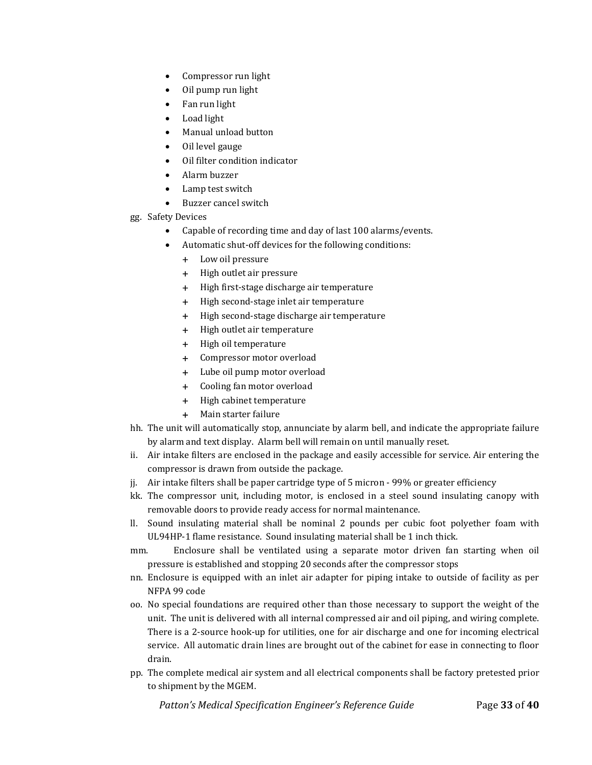- Compressor run light
- Oil pump run light
- Fan run light
- Load light
- Manual unload button
- Oil level gauge
- Oil filter condition indicator
- Alarm buzzer
- Lamp test switch
- Buzzer cancel switch

gg. Safety Devices

- Capable of recording time and day of last 100 alarms/events.
- Automatic shut-off devices for the following conditions:
  - + Low oil pressure
  - + High outlet air pressure
  - + High first-stage discharge air temperature
  - + High second-stage inlet air temperature
  - + High second-stage discharge air temperature
  - + High outlet air temperature
  - + High oil temperature
  - + Compressor motor overload
  - + Lube oil pump motor overload
  - + Cooling fan motor overload
  - + High cabinet temperature
  - + Main starter failure

hh. The unit will automatically stop, annunciate by alarm bell, and indicate the appropriate failure by alarm and text display. Alarm bell will remain on until manually reset.

ii. Air intake filters are enclosed in the package and easily accessible for service. Air entering the compressor is drawn from outside the package.

jj. Air intake filters shall be paper cartridge type of 5 micron - 99% or greater efficiency

kk. The compressor unit, including motor, is enclosed in a steel sound insulating canopy with removable doors to provide ready access for normal maintenance.

ll. Sound insulating material shall be nominal 2 pounds per cubic foot polyether foam with UL94HP-1 flame resistance. Sound insulating material shall be 1 inch thick.

mm. Enclosure shall be ventilated using a separate motor driven fan starting when oil pressure is established and stopping 20 seconds after the compressor stops

nn. Enclosure is equipped with an inlet air adapter for piping intake to outside of facility as per NFPA 99 code

oo. No special foundations are required other than those necessary to support the weight of the unit. The unit is delivered with all internal compressed air and oil piping, and wiring complete. There is a 2-source hook-up for utilities, one for air discharge and one for incoming electrical service. All automatic drain lines are brought out of the cabinet for ease in connecting to floor drain.

pp. The complete medical air system and all electrical components shall be factory pretested prior to shipment by the MGEM.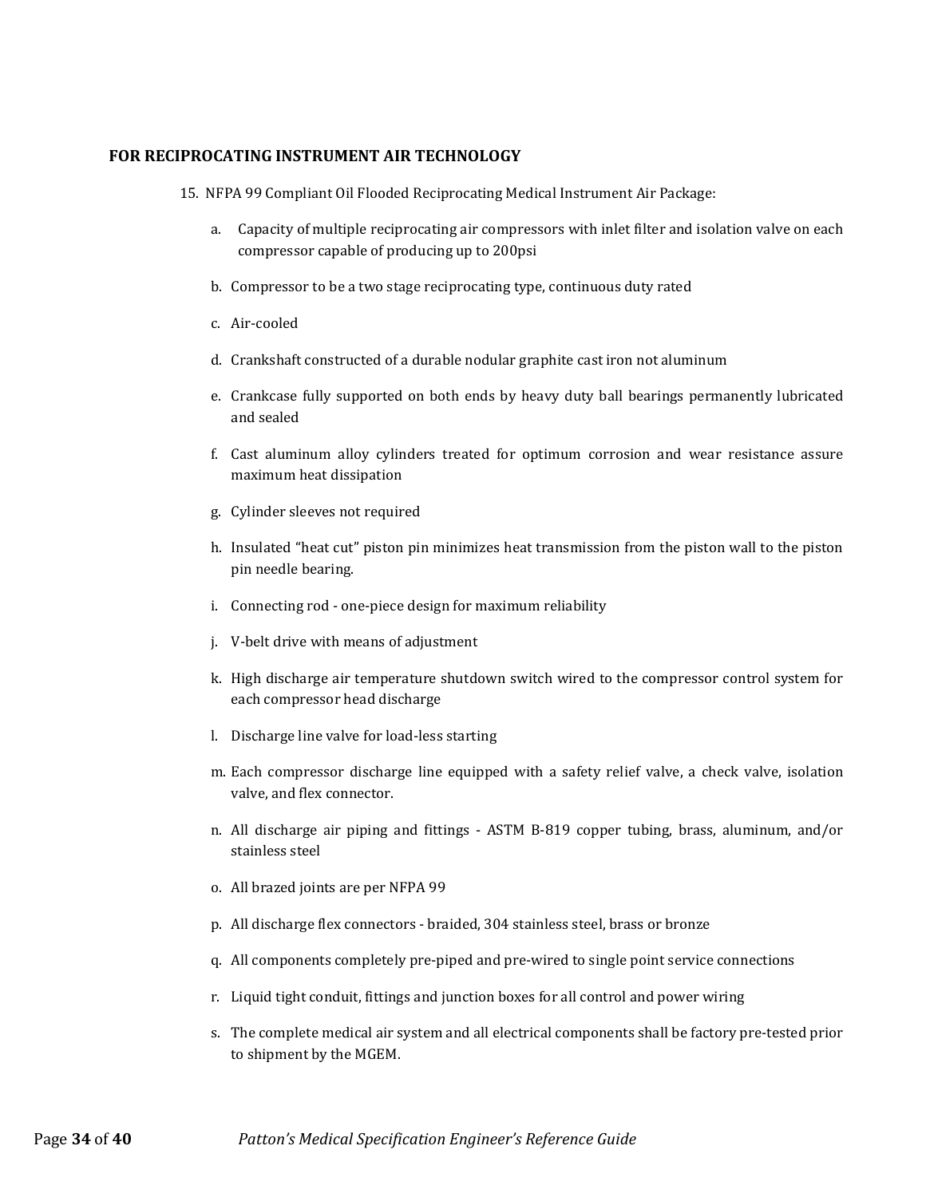**FOR RECIPROCATING INSTRUMENT AIR TECHNOLOGY**

15. NFPA 99 Compliant Oil Flooded Reciprocating Medical Instrument Air Package:

    a. Capacity of multiple reciprocating air compressors with inlet filter and isolation valve on each compressor capable of producing up to 200psi

    b. Compressor to be a two stage reciprocating type, continuous duty rated

    c. Air-cooled

    d. Crankshaft constructed of a durable nodular graphite cast iron not aluminum

    e. Crankcase fully supported on both ends by heavy duty ball bearings permanently lubricated and sealed

    f. Cast aluminum alloy cylinders treated for optimum corrosion and wear resistance assure maximum heat dissipation

    g. Cylinder sleeves not required

    h. Insulated "heat cut" piston pin minimizes heat transmission from the piston wall to the piston pin needle bearing.

    i. Connecting rod - one-piece design for maximum reliability

    j. V-belt drive with means of adjustment

    k. High discharge air temperature shutdown switch wired to the compressor control system for each compressor head discharge

    l. Discharge line valve for load-less starting

    m. Each compressor discharge line equipped with a safety relief valve, a check valve, isolation valve, and flex connector.

    n. All discharge air piping and fittings - ASTM B-819 copper tubing, brass, aluminum, and/or stainless steel

    o. All brazed joints are per NFPA 99

    p. All discharge flex connectors - braided, 304 stainless steel, brass or bronze

    q. All components completely pre-piped and pre-wired to single point service connections

    r. Liquid tight conduit, fittings and junction boxes for all control and power wiring

    s. The complete medical air system and all electrical components shall be factory pre-tested prior to shipment by the MGEM.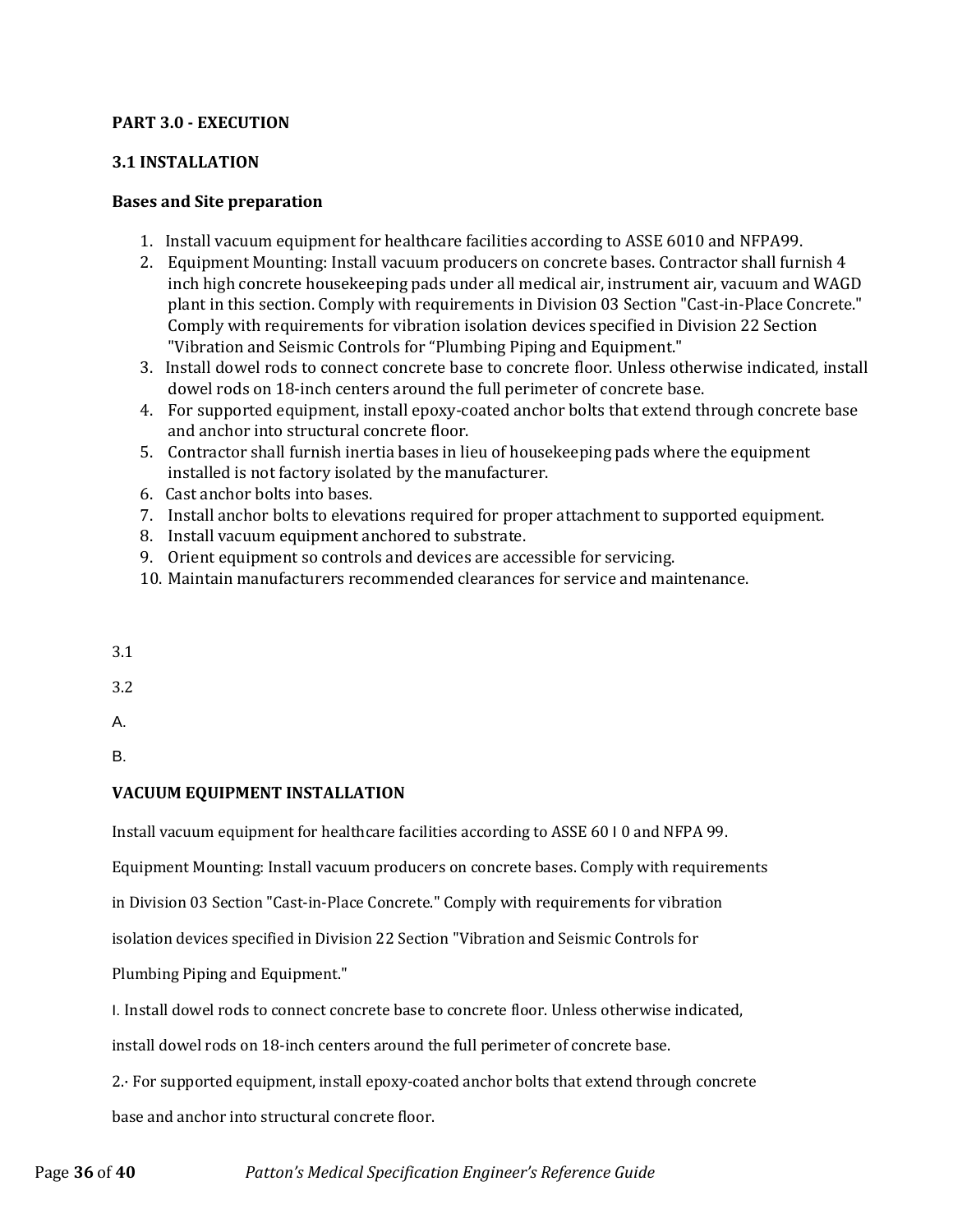**PART 3.0 - EXECUTION**

**3.1 INSTALLATION**

**Bases and Site preparation**

1. Install vacuum equipment for healthcare facilities according to ASSE 6010 and NFPA99.
2. Equipment Mounting: Install vacuum producers on concrete bases. Contractor shall furnish 4 inch high concrete housekeeping pads under all medical air, instrument air, vacuum and WAGD plant in this section. Comply with requirements in Division 03 Section "Cast-in-Place Concrete." Comply with requirements for vibration isolation devices specified in Division 22 Section "Vibration and Seismic Controls for "Plumbing Piping and Equipment."
3. Install dowel rods to connect concrete base to concrete floor. Unless otherwise indicated, install dowel rods on 18-inch centers around the full perimeter of concrete base.
4. For supported equipment, install epoxy-coated anchor bolts that extend through concrete base and anchor into structural concrete floor.
5. Contractor shall furnish inertia bases in lieu of housekeeping pads where the equipment installed is not factory isolated by the manufacturer.
6. Cast anchor bolts into bases.
7. Install anchor bolts to elevations required for proper attachment to supported equipment.
8. Install vacuum equipment anchored to substrate.
9. Orient equipment so controls and devices are accessible for servicing.
10. Maintain manufacturers recommended clearances for service and maintenance.

3.1

3.2

A.

B.

**VACUUM EQUIPMENT INSTALLATION**

Install vacuum equipment for healthcare facilities according to ASSE 60 I 0 and NFPA 99.

Equipment Mounting: Install vacuum producers on concrete bases. Comply with requirements in Division 03 Section "Cast-in-Place Concrete." Comply with requirements for vibration isolation devices specified in Division 22 Section "Vibration and Seismic Controls for Plumbing Piping and Equipment."

I. Install dowel rods to connect concrete base to concrete floor. Unless otherwise indicated, install dowel rods on 18-inch centers around the full perimeter of concrete base.

2.· For supported equipment, install epoxy-coated anchor bolts that extend through concrete base and anchor into structural concrete floor.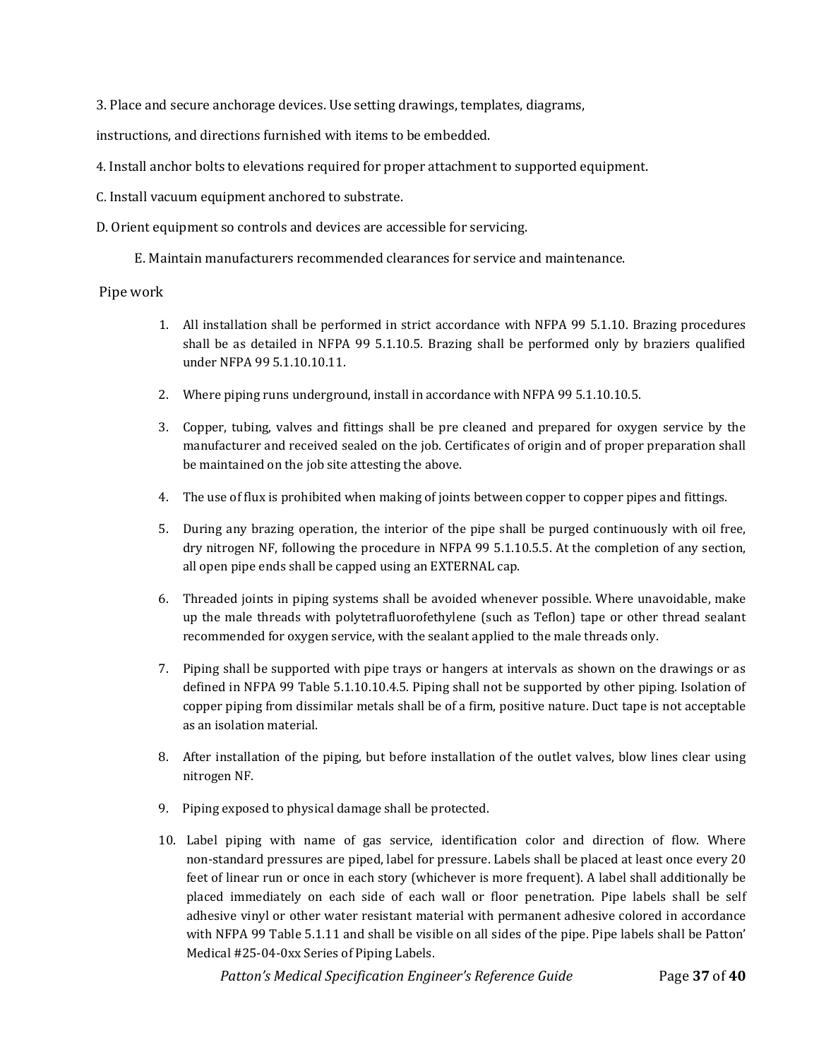3. Place and secure anchorage devices. Use setting drawings, templates, diagrams,

instructions, and directions furnished with items to be embedded.

4. Install anchor bolts to elevations required for proper attachment to supported equipment.

C. Install vacuum equipment anchored to substrate.

D. Orient equipment so controls and devices are accessible for servicing.

E. Maintain manufacturers recommended clearances for service and maintenance.

Pipe work

1. All installation shall be performed in strict accordance with NFPA 99 5.1.10. Brazing procedures shall be as detailed in NFPA 99 5.1.10.5. Brazing shall be performed only by braziers qualified under NFPA 99 5.1.10.10.11.

2. Where piping runs underground, install in accordance with NFPA 99 5.1.10.10.5.

3. Copper, tubing, valves and fittings shall be pre cleaned and prepared for oxygen service by the manufacturer and received sealed on the job. Certificates of origin and of proper preparation shall be maintained on the job site attesting the above.

4. The use of flux is prohibited when making of joints between copper to copper pipes and fittings.

5. During any brazing operation, the interior of the pipe shall be purged continuously with oil free, dry nitrogen NF, following the procedure in NFPA 99 5.1.10.5.5. At the completion of any section, all open pipe ends shall be capped using an EXTERNAL cap.

6. Threaded joints in piping systems shall be avoided whenever possible. Where unavoidable, make up the male threads with polytetrafluorofethylene (such as Teflon) tape or other thread sealant recommended for oxygen service, with the sealant applied to the male threads only.

7. Piping shall be supported with pipe trays or hangers at intervals as shown on the drawings or as defined in NFPA 99 Table 5.1.10.10.4.5. Piping shall not be supported by other piping. Isolation of copper piping from dissimilar metals shall be of a firm, positive nature. Duct tape is not acceptable as an isolation material.

8. After installation of the piping, but before installation of the outlet valves, blow lines clear using nitrogen NF.

9. Piping exposed to physical damage shall be protected.

10. Label piping with name of gas service, identification color and direction of flow. Where non-standard pressures are piped, label for pressure. Labels shall be placed at least once every 20 feet of linear run or once in each story (whichever is more frequent). A label shall additionally be placed immediately on each side of each wall or floor penetration. Pipe labels shall be self adhesive vinyl or other water resistant material with permanent adhesive colored in accordance with NFPA 99 Table 5.1.11 and shall be visible on all sides of the pipe. Pipe labels shall be Patton' Medical #25-04-0xx Series of Piping Labels.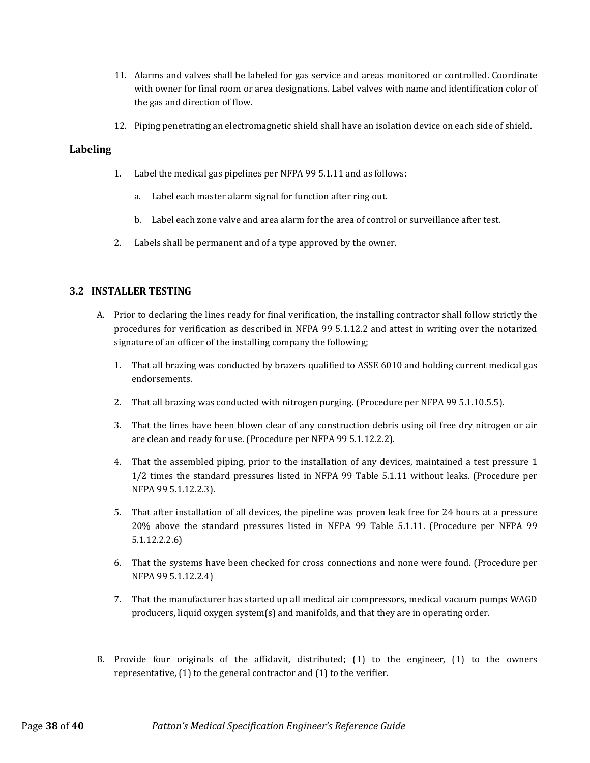11. Alarms and valves shall be labeled for gas service and areas monitored or controlled. Coordinate with owner for final room or area designations. Label valves with name and identification color of the gas and direction of flow.

12. Piping penetrating an electromagnetic shield shall have an isolation device on each side of shield.

### Labeling

1. Label the medical gas pipelines per NFPA 99 5.1.11 and as follows:

   a. Label each master alarm signal for function after ring out.

   b. Label each zone valve and area alarm for the area of control or surveillance after test.

2. Labels shall be permanent and of a type approved by the owner.

## 3.2 INSTALLER TESTING

A. Prior to declaring the lines ready for final verification, the installing contractor shall follow strictly the procedures for verification as described in NFPA 99 5.1.12.2 and attest in writing over the notarized signature of an officer of the installing company the following;

   1. That all brazing was conducted by brazers qualified to ASSE 6010 and holding current medical gas endorsements.

   2. That all brazing was conducted with nitrogen purging. (Procedure per NFPA 99 5.1.10.5.5).

   3. That the lines have been blown clear of any construction debris using oil free dry nitrogen or air are clean and ready for use. (Procedure per NFPA 99 5.1.12.2.2).

   4. That the assembled piping, prior to the installation of any devices, maintained a test pressure 1 1/2 times the standard pressures listed in NFPA 99 Table 5.1.11 without leaks. (Procedure per NFPA 99 5.1.12.2.3).

   5. That after installation of all devices, the pipeline was proven leak free for 24 hours at a pressure 20% above the standard pressures listed in NFPA 99 Table 5.1.11. (Procedure per NFPA 99 5.1.12.2.2.6)

   6. That the systems have been checked for cross connections and none were found. (Procedure per NFPA 99 5.1.12.2.4)

   7. That the manufacturer has started up all medical air compressors, medical vacuum pumps WAGD producers, liquid oxygen system(s) and manifolds, and that they are in operating order.

B. Provide four originals of the affidavit, distributed; (1) to the engineer, (1) to the owners representative, (1) to the general contractor and (1) to the verifier.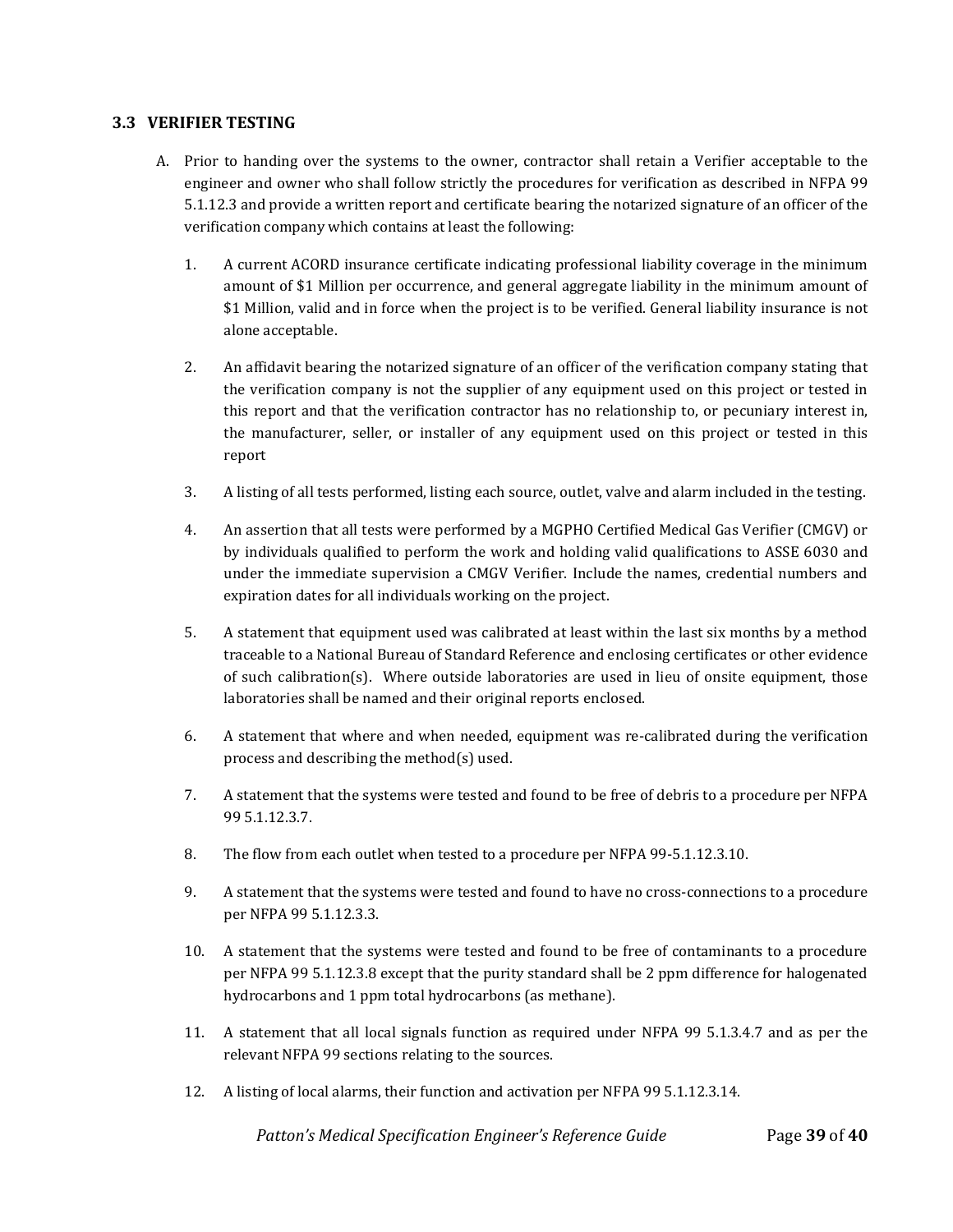### 3.3 VERIFIER TESTING

A. Prior to handing over the systems to the owner, contractor shall retain a Verifier acceptable to the engineer and owner who shall follow strictly the procedures for verification as described in NFPA 99 5.1.12.3 and provide a written report and certificate bearing the notarized signature of an officer of the verification company which contains at least the following:

   1. A current ACORD insurance certificate indicating professional liability coverage in the minimum amount of $1 Million per occurrence, and general aggregate liability in the minimum amount of $1 Million, valid and in force when the project is to be verified. General liability insurance is not alone acceptable.

   2. An affidavit bearing the notarized signature of an officer of the verification company stating that the verification company is not the supplier of any equipment used on this project or tested in this report and that the verification contractor has no relationship to, or pecuniary interest in, the manufacturer, seller, or installer of any equipment used on this project or tested in this report

   3. A listing of all tests performed, listing each source, outlet, valve and alarm included in the testing.

   4. An assertion that all tests were performed by a MGPHO Certified Medical Gas Verifier (CMGV) or by individuals qualified to perform the work and holding valid qualifications to ASSE 6030 and under the immediate supervision a CMGV Verifier. Include the names, credential numbers and expiration dates for all individuals working on the project.

   5. A statement that equipment used was calibrated at least within the last six months by a method traceable to a National Bureau of Standard Reference and enclosing certificates or other evidence of such calibration(s). Where outside laboratories are used in lieu of onsite equipment, those laboratories shall be named and their original reports enclosed.

   6. A statement that where and when needed, equipment was re-calibrated during the verification process and describing the method(s) used.

   7. A statement that the systems were tested and found to be free of debris to a procedure per NFPA 99 5.1.12.3.7.

   8. The flow from each outlet when tested to a procedure per NFPA 99-5.1.12.3.10.

   9. A statement that the systems were tested and found to have no cross-connections to a procedure per NFPA 99 5.1.12.3.3.

   10. A statement that the systems were tested and found to be free of contaminants to a procedure per NFPA 99 5.1.12.3.8 except that the purity standard shall be 2 ppm difference for halogenated hydrocarbons and 1 ppm total hydrocarbons (as methane).

   11. A statement that all local signals function as required under NFPA 99 5.1.3.4.7 and as per the relevant NFPA 99 sections relating to the sources.

   12. A listing of local alarms, their function and activation per NFPA 99 5.1.12.3.14.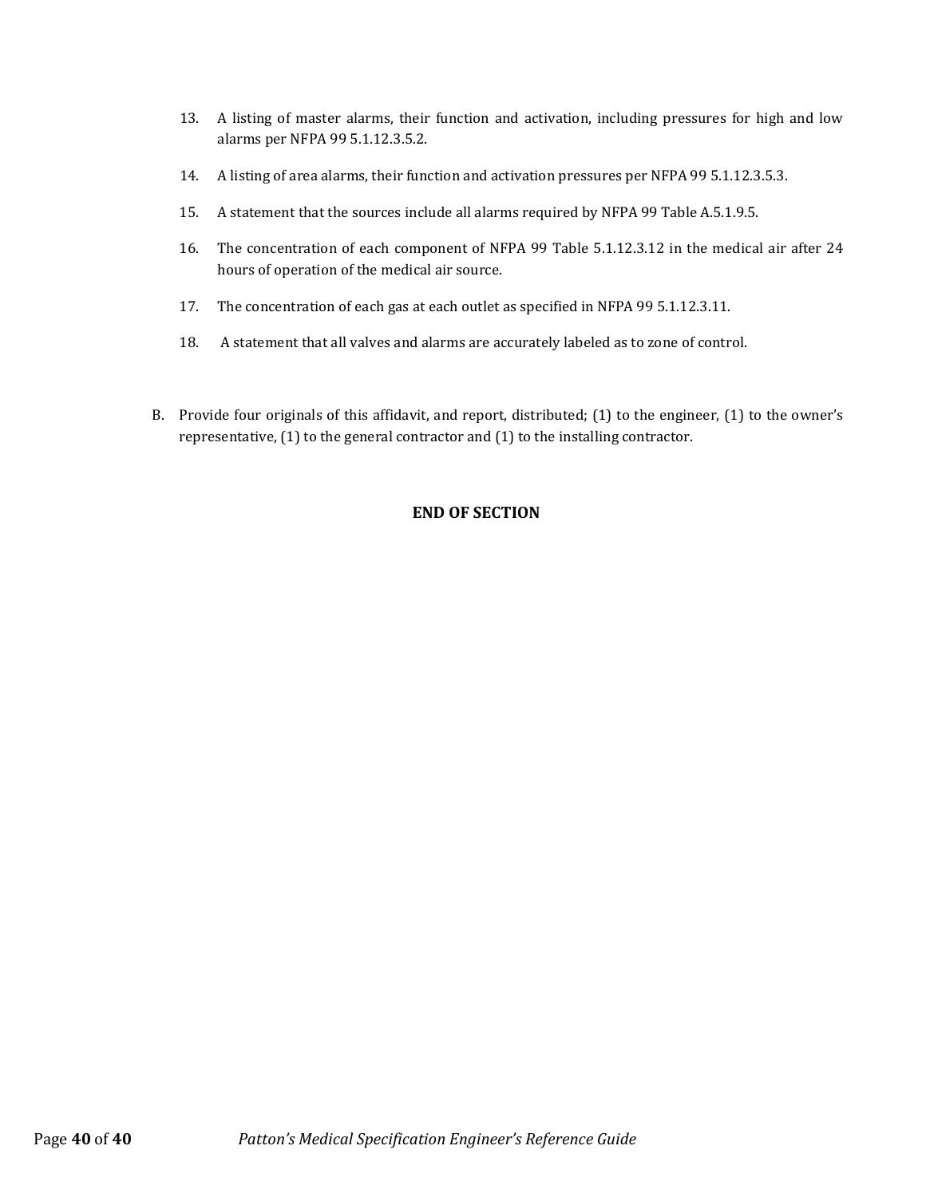13. A listing of master alarms, their function and activation, including pressures for high and low alarms per NFPA 99 5.1.12.3.5.2.

14. A listing of area alarms, their function and activation pressures per NFPA 99 5.1.12.3.5.3.

15. A statement that the sources include all alarms required by NFPA 99 Table A.5.1.9.5.

16. The concentration of each component of NFPA 99 Table 5.1.12.3.12 in the medical air after 24 hours of operation of the medical air source.

17. The concentration of each gas at each outlet as specified in NFPA 99 5.1.12.3.11.

18. A statement that all valves and alarms are accurately labeled as to zone of control.

B. Provide four originals of this affidavit, and report, distributed; (1) to the engineer, (1) to the owner's representative, (1) to the general contractor and (1) to the installing contractor.

**END OF SECTION**